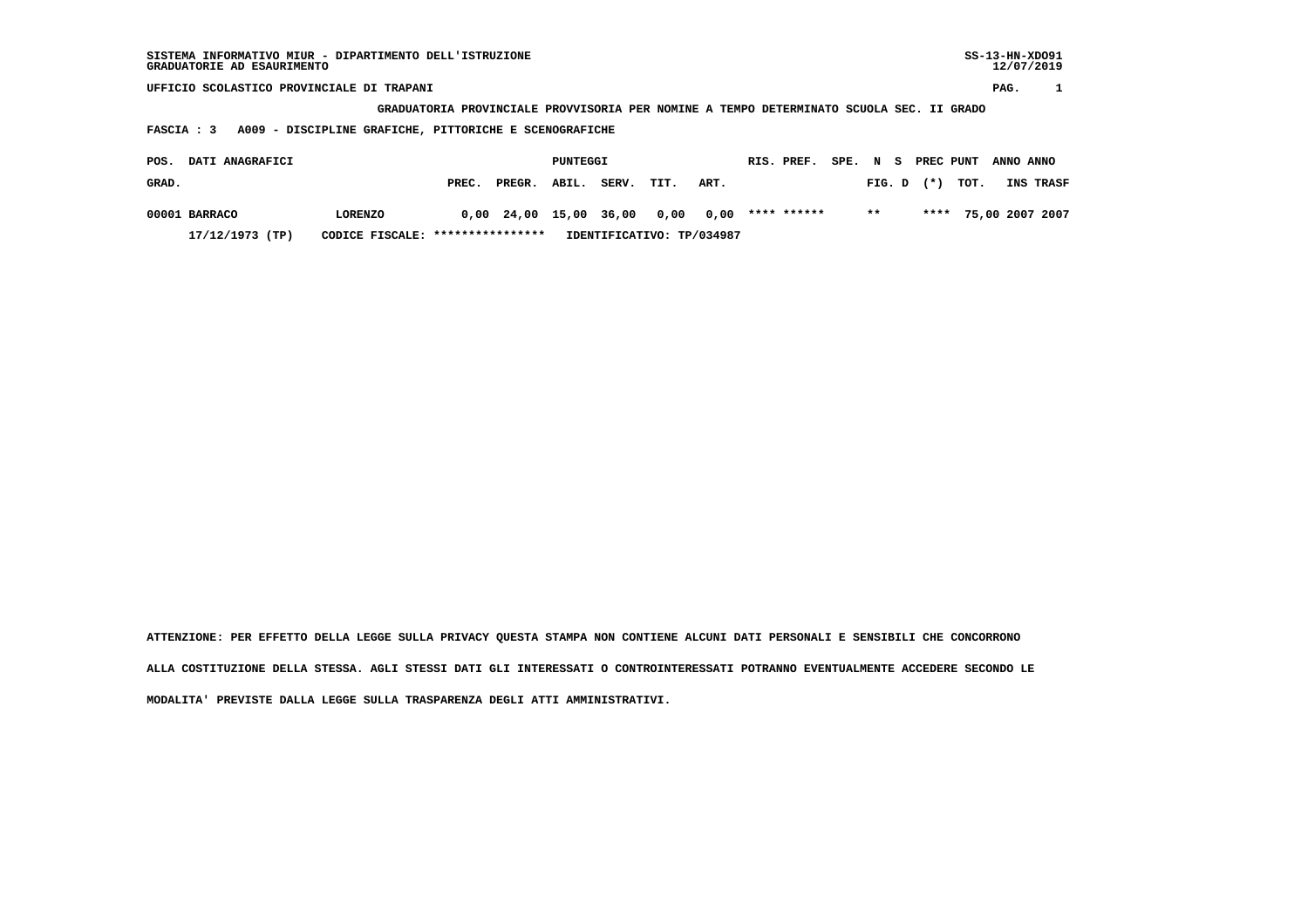SISTEMA INFORMATIVO MIUR - DIPARTIMENTO DELL'ISTRUZIONE
GRADUATORIE AD ESAURIMENTO

SS-13-HN-XDO91
12/07/2019

UFFICIO SCOLASTICO PROVINCIALE DI TRAPANI

GRADUATORIA PROVINCIALE PROVVISORIA PER NOMINE A TEMPO DETERMINATO SCUOLA SEC. II GRADO

FASCIA : 3 A009 - DISCIPLINE GRAFICHE, PITTORICHE E SCENOGRAFICHE

| POS. GRAD. | DATI ANAGRAFICI | | PREC. | PREGR. | ABIL. | SERV. | TIT. | ART. | RIS. | PREF. | SPE. | N FIG. | S D | PREC (*) | PUNT TOT. | ANNO INS | ANNO TRASF |
|---|---|---|---|---|---|---|---|---|---|---|---|---|---|---|---|---|---|
| 00001 | BARRACO | LORENZO | 0,00 | 24,00 | 15,00 | 36,00 | 0,00 | 0,00 | **** | ****** | | ** | | **** | 75,00 | 2007 | 2007 |
| | 17/12/1973 (TP) | CODICE FISCALE: **************** | IDENTIFICATIVO: TP/034987 | | | | | | | | | | | | | | |

ATTENZIONE: PER EFFETTO DELLA LEGGE SULLA PRIVACY QUESTA STAMPA NON CONTIENE ALCUNI DATI PERSONALI E SENSIBILI CHE CONCORRONO ALLA COSTITUZIONE DELLA STESSA. AGLI STESSI DATI GLI INTERESSATI O CONTROINTERESSATI POTRANNO EVENTUALMENTE ACCEDERE SECONDO LE MODALITA' PREVISTE DALLA LEGGE SULLA TRASPARENZA DEGLI ATTI AMMINISTRATIVI.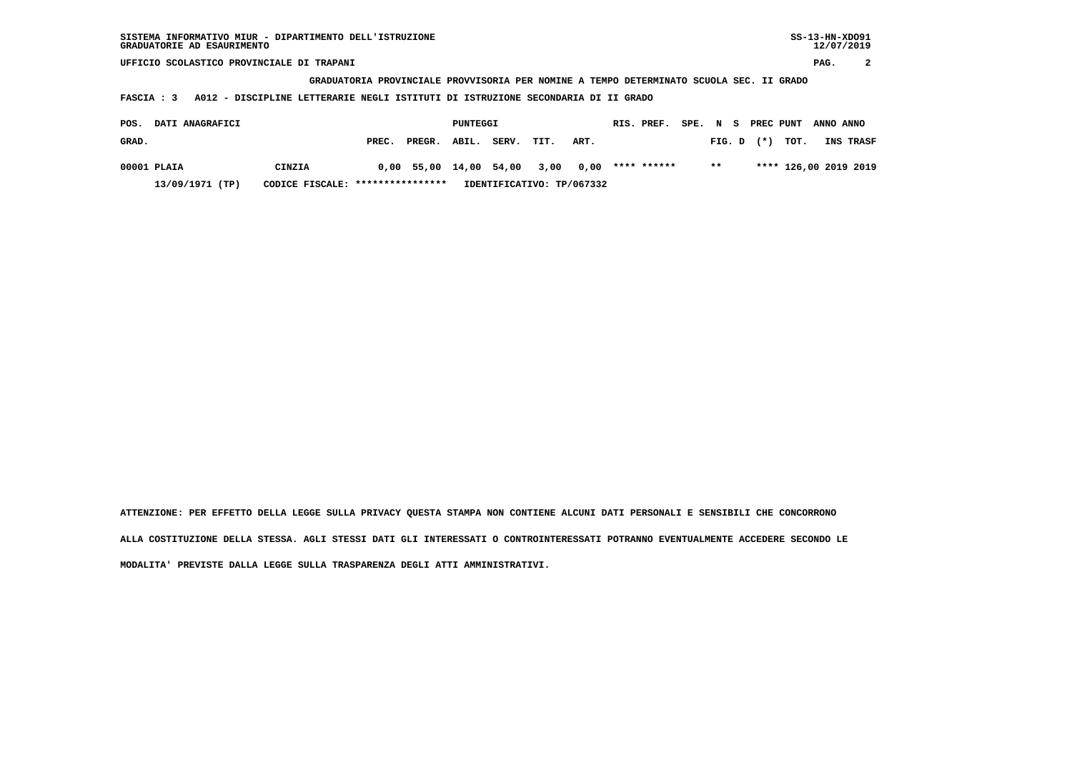GRADUATORIA PROVINCIALE PROVVISORIA PER NOMINE A TEMPO DETERMINATO SCUOLA SEC. II GRADO

FASCIA : 3 A012 - DISCIPLINE LETTERARIE NEGLI ISTITUTI DI ISTRUZIONE SECONDARIA DI II GRADO

| POS. GRAD. | DATI ANAGRAFICI | | PUNTEGGI PREC. | PREGR. | ABIL. | SERV. | TIT. | ART. | RIS. | PREF. | SPE. | N FIG. | S D | PREC (*) | PUNT TOT. | ANNO INS | ANNO TRASF |
|---|---|---|---|---|---|---|---|---|---|---|---|---|---|---|---|---|---|
| 00001 | PLAIA | CINZIA | 0,00 | 55,00 | 14,00 | 54,00 | 3,00 | 0,00 | **** | ****** | | ** | | **** | 126,00 | 2019 | 2019 |
| | 13/09/1971 (TP) | CODICE FISCALE: **************** | IDENTIFICATIVO: TP/067332 | | | | | | | | | | | | | | |

ATTENZIONE: PER EFFETTO DELLA LEGGE SULLA PRIVACY QUESTA STAMPA NON CONTIENE ALCUNI DATI PERSONALI E SENSIBILI CHE CONCORRONO ALLA COSTITUZIONE DELLA STESSA. AGLI STESSI DATI GLI INTERESSATI O CONTROINTERESSATI POTRANNO EVENTUALMENTE ACCEDERE SECONDO LE MODALITA' PREVISTE DALLA LEGGE SULLA TRASPARENZA DEGLI ATTI AMMINISTRATIVI.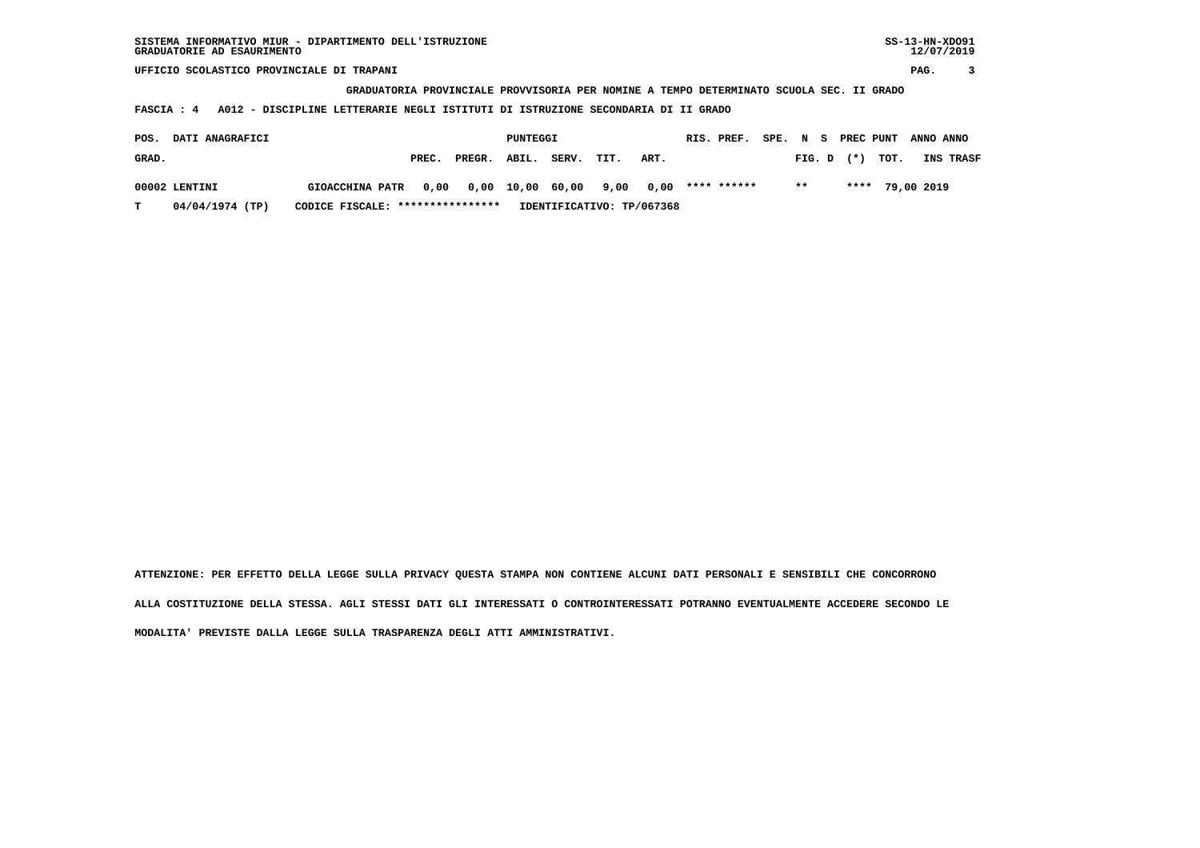SISTEMA INFORMATIVO MIUR - DIPARTIMENTO DELL'ISTRUZIONE
GRADUATORIE AD ESAURIMENTO

UFFICIO SCOLASTICO PROVINCIALE DI TRAPANI

**GRADUATORIA PROVINCIALE PROVVISORIA PER NOMINE A TEMPO DETERMINATO SCUOLA SEC. II GRADO**

**FASCIA : 4   A012 - DISCIPLINE LETTERARIE NEGLI ISTITUTI DI ISTRUZIONE SECONDARIA DI II GRADO**

| POS. GRAD. | DATI ANAGRAFICI | | PREC. | PREGR. | ABIL. | SERV. | TIT. | ART. | RIS. PREF. | SPE. N S FIG. D | PREC (*) | PUNT TOT. | ANNO INS | ANNO TRASF |
|---|---|---|---|---|---|---|---|---|---|---|---|---|---|---|
| 00002 | LENTINI | GIOACCHINA PATR | 0,00 | 0,00 | 10,00 | 60,00 | 9,00 | 0,00 | **** ****** | ** | **** | 79,00 | 2019 | |
| T | 04/04/1974 (TP) | CODICE FISCALE: **************** | IDENTIFICATIVO: TP/067368 | | | | | | | | | | | |

ATTENZIONE: PER EFFETTO DELLA LEGGE SULLA PRIVACY QUESTA STAMPA NON CONTIENE ALCUNI DATI PERSONALI E SENSIBILI CHE CONCORRONO ALLA COSTITUZIONE DELLA STESSA. AGLI STESSI DATI GLI INTERESSATI O CONTROINTERESSATI POTRANNO EVENTUALMENTE ACCEDERE SECONDO LE MODALITA' PREVISTE DALLA LEGGE SULLA TRASPARENZA DEGLI ATTI AMMINISTRATIVI.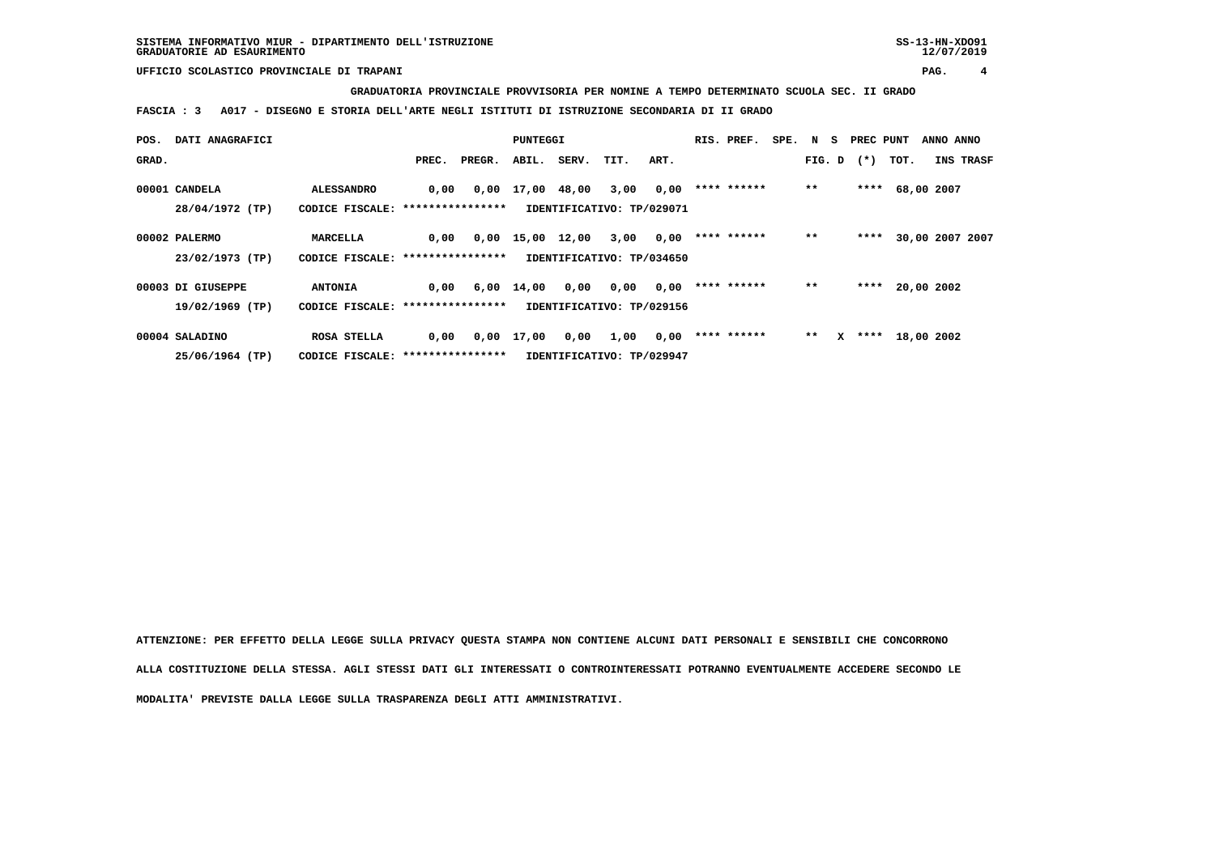**GRADUATORIA PROVINCIALE PROVVISORIA PER NOMINE A TEMPO DETERMINATO SCUOLA SEC. II GRADO**

**FASCIA : 3 A017 - DISEGNO E STORIA DELL'ARTE NEGLI ISTITUTI DI ISTRUZIONE SECONDARIA DI II GRADO**

| POS. GRAD. | DATI ANAGRAFICI | | PREC. | PREGR. | ABIL. | SERV. | TIT. | ART. | RIS. PREF. | SPE. | N FIG. | S D | PREC (*) | PUNT TOT. | ANNO INS | ANNO TRASF |
|---|---|---|---|---|---|---|---|---|---|---|---|---|---|---|---|---|
| 00001 | CANDELA | ALESSANDRO | 0,00 | 0,00 | 17,00 | 48,00 | 3,00 | 0,00 | **** ****** | | ** | | **** | 68,00 | 2007 | |
| | 28/04/1972 (TP) | CODICE FISCALE: **************** | IDENTIFICATIVO: TP/029071 | | | | | | | | | | | | | |
| 00002 | PALERMO | MARCELLA | 0,00 | 0,00 | 15,00 | 12,00 | 3,00 | 0,00 | **** ****** | | ** | | **** | 30,00 | 2007 | 2007 |
| | 23/02/1973 (TP) | CODICE FISCALE: **************** | IDENTIFICATIVO: TP/034650 | | | | | | | | | | | | | |
| 00003 | DI GIUSEPPE | ANTONIA | 0,00 | 6,00 | 14,00 | 0,00 | 0,00 | 0,00 | **** ****** | | ** | | **** | 20,00 | 2002 | |
| | 19/02/1969 (TP) | CODICE FISCALE: **************** | IDENTIFICATIVO: TP/029156 | | | | | | | | | | | | | |
| 00004 | SALADINO | ROSA STELLA | 0,00 | 0,00 | 17,00 | 0,00 | 1,00 | 0,00 | **** ****** | | ** | X | **** | 18,00 | 2002 | |
| | 25/06/1964 (TP) | CODICE FISCALE: **************** | IDENTIFICATIVO: TP/029947 | | | | | | | | | | | | | |

ATTENZIONE: PER EFFETTO DELLA LEGGE SULLA PRIVACY QUESTA STAMPA NON CONTIENE ALCUNI DATI PERSONALI E SENSIBILI CHE CONCORRONO ALLA COSTITUZIONE DELLA STESSA. AGLI STESSI DATI GLI INTERESSATI O CONTROINTERESSATI POTRANNO EVENTUALMENTE ACCEDERE SECONDO LE MODALITA' PREVISTE DALLA LEGGE SULLA TRASPARENZA DEGLI ATTI AMMINISTRATIVI.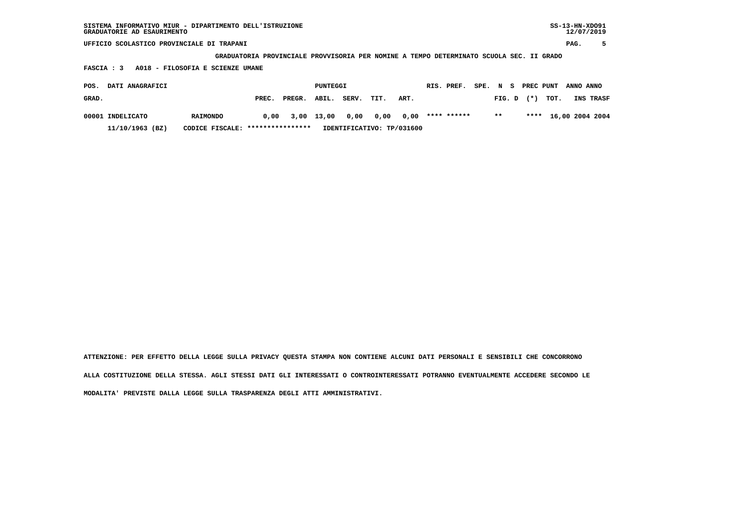SISTEMA INFORMATIVO MIUR - DIPARTIMENTO DELL'ISTRUZIONE
GRADUATORIE AD ESAURIMENTO

SS-13-HN-XDO91
12/07/2019

UFFICIO SCOLASTICO PROVINCIALE DI TRAPANI

**GRADUATORIA PROVINCIALE PROVVISORIA PER NOMINE A TEMPO DETERMINATO SCUOLA SEC. II GRADO**

**FASCIA : 3 A018 - FILOSOFIA E SCIENZE UMANE**

| POS. GRAD. | DATI ANAGRAFICI | | PUNTEGGI PREC. | PREGR. | ABIL. | SERV. | TIT. | ART. | RIS. PREF. | SPE. | N FIG. | S D | PREC (*) | PUNT TOT. | ANNO INS | ANNO TRASF |
|---|---|---|---|---|---|---|---|---|---|---|---|---|---|---|---|---|
| 00001 | INDELICATO | RAIMONDO | 0,00 | 3,00 | 13,00 | 0,00 | 0,00 | 0,00 | **** ****** | | ** | | **** | 16,00 | 2004 | 2004 |
| | 11/10/1963 (BZ) | CODICE FISCALE: **************** | IDENTIFICATIVO: TP/031600 | | | | | | | | | | | | | |

ATTENZIONE: PER EFFETTO DELLA LEGGE SULLA PRIVACY QUESTA STAMPA NON CONTIENE ALCUNI DATI PERSONALI E SENSIBILI CHE CONCORRONO ALLA COSTITUZIONE DELLA STESSA. AGLI STESSI DATI GLI INTERESSATI O CONTROINTERESSATI POTRANNO EVENTUALMENTE ACCEDERE SECONDO LE MODALITA' PREVISTE DALLA LEGGE SULLA TRASPARENZA DEGLI ATTI AMMINISTRATIVI.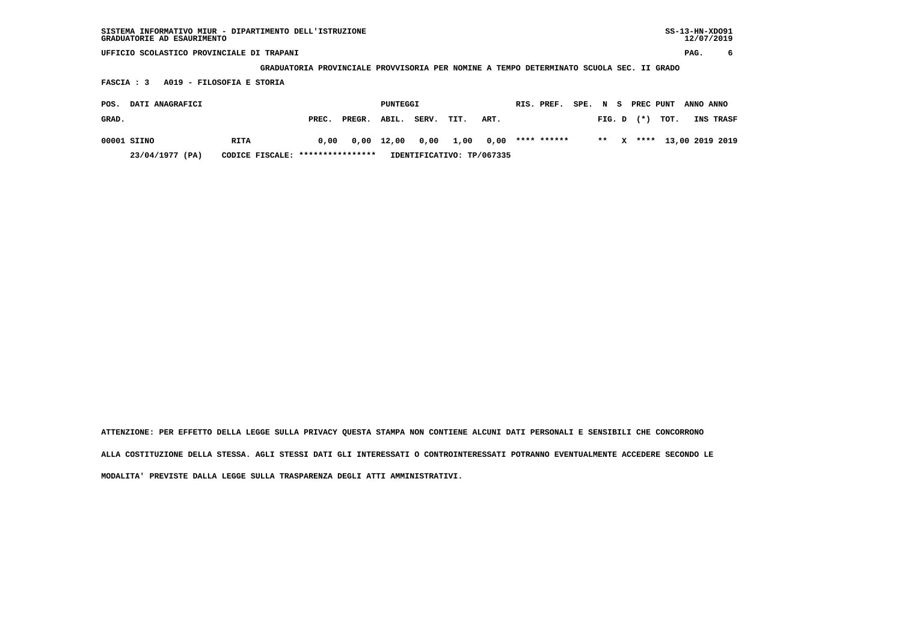SISTEMA INFORMATIVO MIUR - DIPARTIMENTO DELL'ISTRUZIONE
GRADUATORIE AD ESAURIMENTO

UFFICIO SCOLASTICO PROVINCIALE DI TRAPANI

GRADUATORIA PROVINCIALE PROVVISORIA PER NOMINE A TEMPO DETERMINATO SCUOLA SEC. II GRADO

FASCIA : 3 A019 - FILOSOFIA E STORIA

| POS. GRAD. | DATI ANAGRAFICI | | PREC. | PREGR. | ABIL. | SERV. | TIT. | ART. | RIS. PREF. | SPE. FIG. | N D | S | PREC (*) | PUNT TOT. | ANNO INS | ANNO TRASF |
|---|---|---|---|---|---|---|---|---|---|---|---|---|---|---|---|---|
| 00001 | SIINO | RITA | 0,00 | 0,00 | 12,00 | 0,00 | 1,00 | 0,00 | **** ****** | | ** | X | **** | 13,00 | 2019 | 2019 |
| | 23/04/1977 (PA) | CODICE FISCALE: **************** | | | IDENTIFICATIVO: TP/067335 | | | | | | | | | | | |

ATTENZIONE: PER EFFETTO DELLA LEGGE SULLA PRIVACY QUESTA STAMPA NON CONTIENE ALCUNI DATI PERSONALI E SENSIBILI CHE CONCORRONO ALLA COSTITUZIONE DELLA STESSA. AGLI STESSI DATI GLI INTERESSATI O CONTROINTERESSATI POTRANNO EVENTUALMENTE ACCEDERE SECONDO LE MODALITA' PREVISTE DALLA LEGGE SULLA TRASPARENZA DEGLI ATTI AMMINISTRATIVI.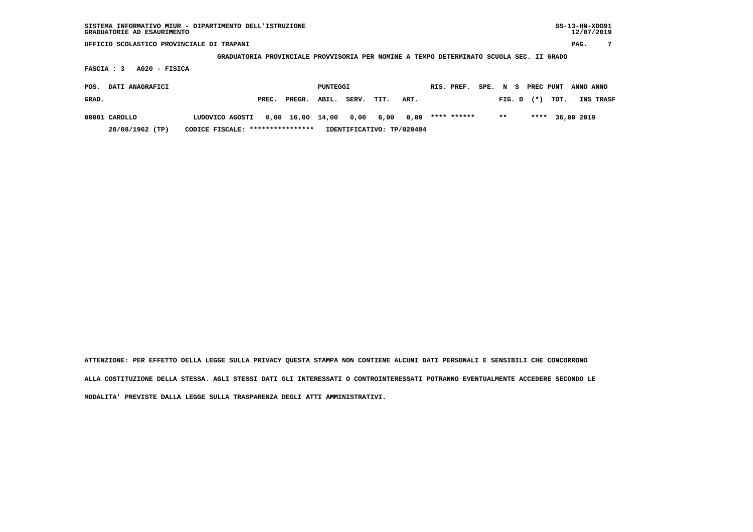SISTEMA INFORMATIVO MIUR - DIPARTIMENTO DELL'ISTRUZIONE
GRADUATORIE AD ESAURIMENTO

UFFICIO SCOLASTICO PROVINCIALE DI TRAPANI

**GRADUATORIA PROVINCIALE PROVVISORIA PER NOMINE A TEMPO DETERMINATO SCUOLA SEC. II GRADO**

**FASCIA : 3 A020 - FISICA**

| POS. GRAD. | DATI ANAGRAFICI | | PUNTEGGI PREC. | PREGR. | ABIL. | SERV. | TIT. | ART. | RIS. PREF. | SPE. FIG. | N S D | PREC PUNT (*) | TOT. | ANNO INS | ANNO TRASF |
|---|---|---|---|---|---|---|---|---|---|---|---|---|---|---|---|
| 00001 | CAROLLO 28/08/1962 (TP) | LUDOVICO AGOSTI CODICE FISCALE: **************** IDENTIFICATIVO: TP/020484 | 0,00 | 16,00 | 14,00 | 0,00 | 6,00 | 0,00 | **** ****** | | ** | **** | 36,00 | 2019 | |

ATTENZIONE: PER EFFETTO DELLA LEGGE SULLA PRIVACY QUESTA STAMPA NON CONTIENE ALCUNI DATI PERSONALI E SENSIBILI CHE CONCORRONO ALLA COSTITUZIONE DELLA STESSA. AGLI STESSI DATI GLI INTERESSATI O CONTROINTERESSATI POTRANNO EVENTUALMENTE ACCEDERE SECONDO LE MODALITA' PREVISTE DALLA LEGGE SULLA TRASPARENZA DEGLI ATTI AMMINISTRATIVI.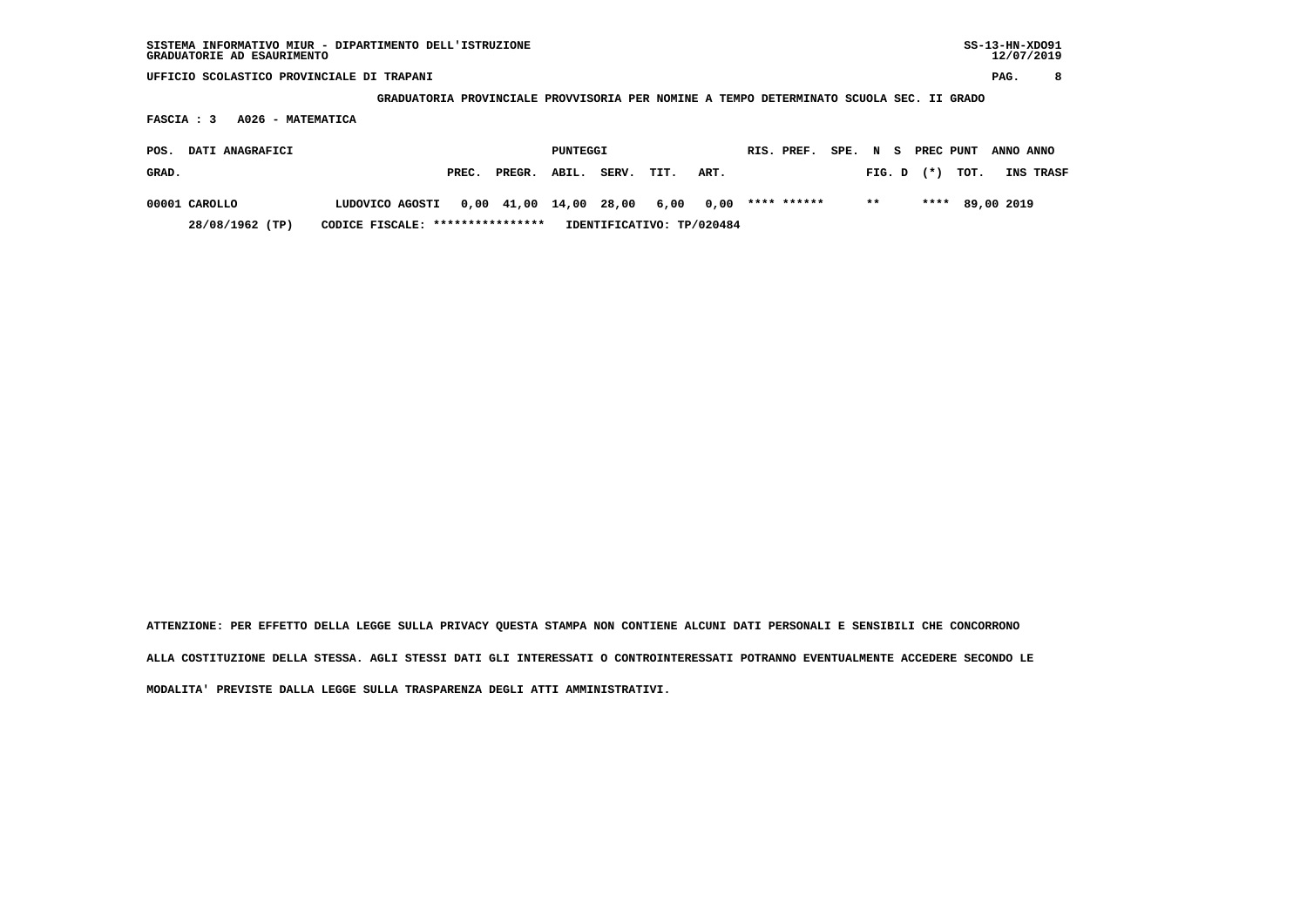SISTEMA INFORMATIVO MIUR - DIPARTIMENTO DELL'ISTRUZIONE
GRADUATORIE AD ESAURIMENTO

UFFICIO SCOLASTICO PROVINCIALE DI TRAPANI

GRADUATORIA PROVINCIALE PROVVISORIA PER NOMINE A TEMPO DETERMINATO SCUOLA SEC. II GRADO

FASCIA : 3 A026 - MATEMATICA

| POS. GRAD. | DATI ANAGRAFICI | | PUNTEGGI PREC. | PREGR. | ABIL. | SERV. | TIT. | ART. | RIS. PREF. | SPE. N S FIG. D | PREC (*) | PUNT TOT. | ANNO INS | ANNO TRASF |
|---|---|---|---|---|---|---|---|---|---|---|---|---|---|---|
| 00001 | CAROLLO | LUDOVICO AGOSTI | 0,00 | 41,00 | 14,00 | 28,00 | 6,00 | 0,00 | **** ****** | ** | **** | 89,00 | 2019 | |
| | 28/08/1962 (TP) | CODICE FISCALE: **************** | IDENTIFICATIVO: TP/020484 | | | | | | | | | | | |

ATTENZIONE: PER EFFETTO DELLA LEGGE SULLA PRIVACY QUESTA STAMPA NON CONTIENE ALCUNI DATI PERSONALI E SENSIBILI CHE CONCORRONO ALLA COSTITUZIONE DELLA STESSA. AGLI STESSI DATI GLI INTERESSATI O CONTROINTERESSATI POTRANNO EVENTUALMENTE ACCEDERE SECONDO LE MODALITA' PREVISTE DALLA LEGGE SULLA TRASPARENZA DEGLI ATTI AMMINISTRATIVI.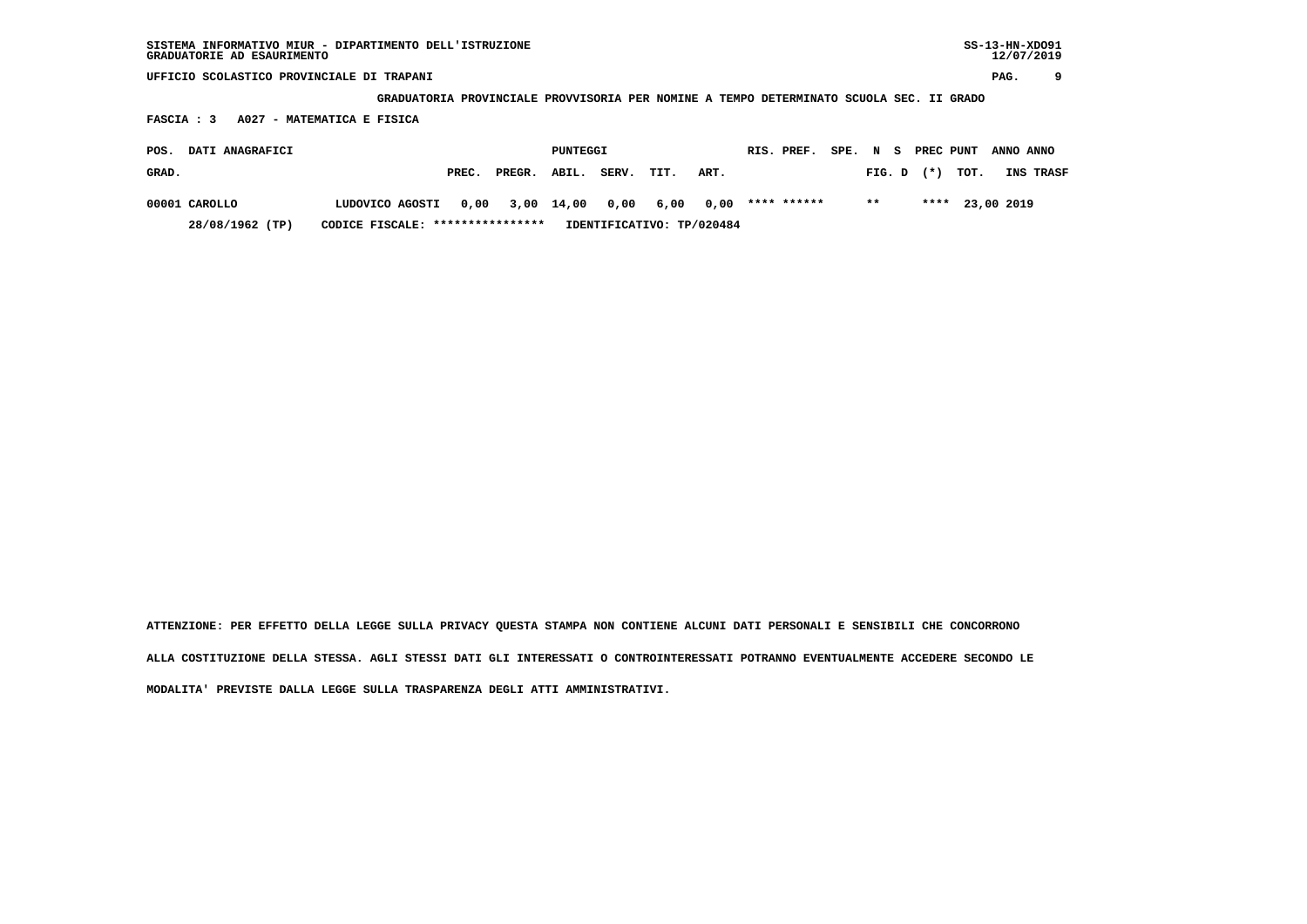SISTEMA INFORMATIVO MIUR - DIPARTIMENTO DELL'ISTRUZIONE
GRADUATORIE AD ESAURIMENTO

UFFICIO SCOLASTICO PROVINCIALE DI TRAPANI

GRADUATORIA PROVINCIALE PROVVISORIA PER NOMINE A TEMPO DETERMINATO SCUOLA SEC. II GRADO

FASCIA : 3 A027 - MATEMATICA E FISICA

| POS. GRAD. | DATI ANAGRAFICI | | PUNTEGGI PREC. | PREGR. | ABIL. | SERV. | TIT. | ART. | RIS. | PREF. | SPE. | N FIG. | S D | PREC (*) | PUNT TOT. | ANNO INS | ANNO TRASF |
|---|---|---|---|---|---|---|---|---|---|---|---|---|---|---|---|---|---|
| 00001 | CAROLLO | LUDOVICO AGOSTI | 0,00 | 3,00 | 14,00 | 0,00 | 6,00 | 0,00 | **** | ****** | | ** | | **** | 23,00 | 2019 | |
| | 28/08/1962 (TP) | CODICE FISCALE: **************** | | | IDENTIFICATIVO: TP/020484 | | | | | | | | | | | | |

ATTENZIONE: PER EFFETTO DELLA LEGGE SULLA PRIVACY QUESTA STAMPA NON CONTIENE ALCUNI DATI PERSONALI E SENSIBILI CHE CONCORRONO ALLA COSTITUZIONE DELLA STESSA. AGLI STESSI DATI GLI INTERESSATI O CONTROINTERESSATI POTRANNO EVENTUALMENTE ACCEDERE SECONDO LE MODALITA' PREVISTE DALLA LEGGE SULLA TRASPARENZA DEGLI ATTI AMMINISTRATIVI.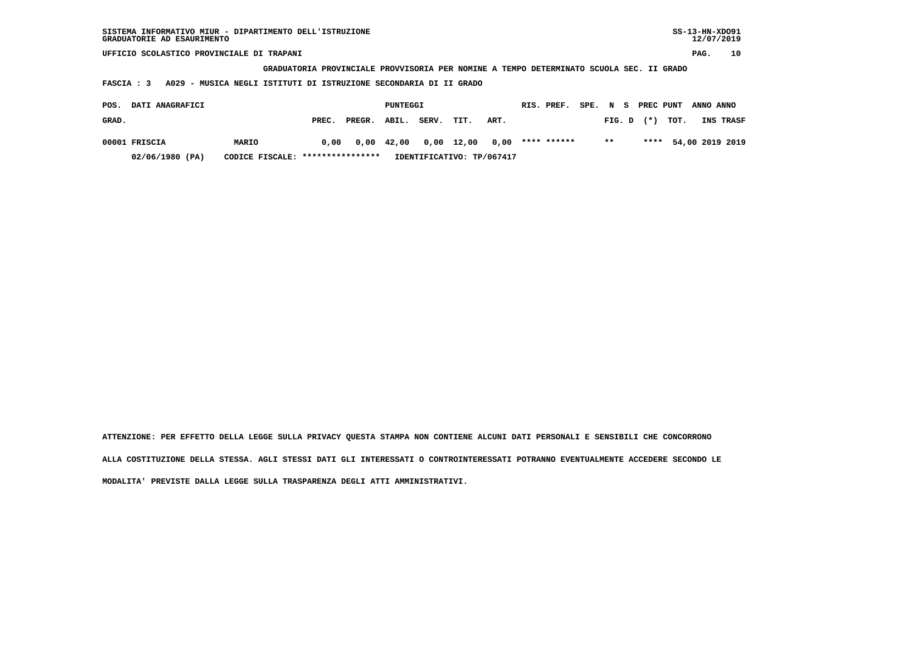SISTEMA INFORMATIVO MIUR - DIPARTIMENTO DELL'ISTRUZIONE
GRADUATORIE AD ESAURIMENTO

UFFICIO SCOLASTICO PROVINCIALE DI TRAPANI

**GRADUATORIA PROVINCIALE PROVVISORIA PER NOMINE A TEMPO DETERMINATO SCUOLA SEC. II GRADO**

**FASCIA : 3 A029 - MUSICA NEGLI ISTITUTI DI ISTRUZIONE SECONDARIA DI II GRADO**

| POS. GRAD. | DATI ANAGRAFICI | | PUNTEGGI PREC. | PREGR. | ABIL. | SERV. | TIT. | ART. | RIS. | PREF. | SPE. | N FIG. | S D | PREC (*) | PUNT TOT. | ANNO INS | ANNO TRASF |
|---|---|---|---|---|---|---|---|---|---|---|---|---|---|---|---|---|---|
| 00001 | FRISCIA | MARIO | 0,00 | 0,00 | 42,00 | 0,00 | 12,00 | 0,00 | **** | ****** | | ** | | **** | 54,00 | 2019 | 2019 |
| | 02/06/1980 (PA) | CODICE FISCALE: **************** | IDENTIFICATIVO: TP/067417 | | | | | | | | | | | | | | |

ATTENZIONE: PER EFFETTO DELLA LEGGE SULLA PRIVACY QUESTA STAMPA NON CONTIENE ALCUNI DATI PERSONALI E SENSIBILI CHE CONCORRONO ALLA COSTITUZIONE DELLA STESSA. AGLI STESSI DATI GLI INTERESSATI O CONTROINTERESSATI POTRANNO EVENTUALMENTE ACCEDERE SECONDO LE MODALITA' PREVISTE DALLA LEGGE SULLA TRASPARENZA DEGLI ATTI AMMINISTRATIVI.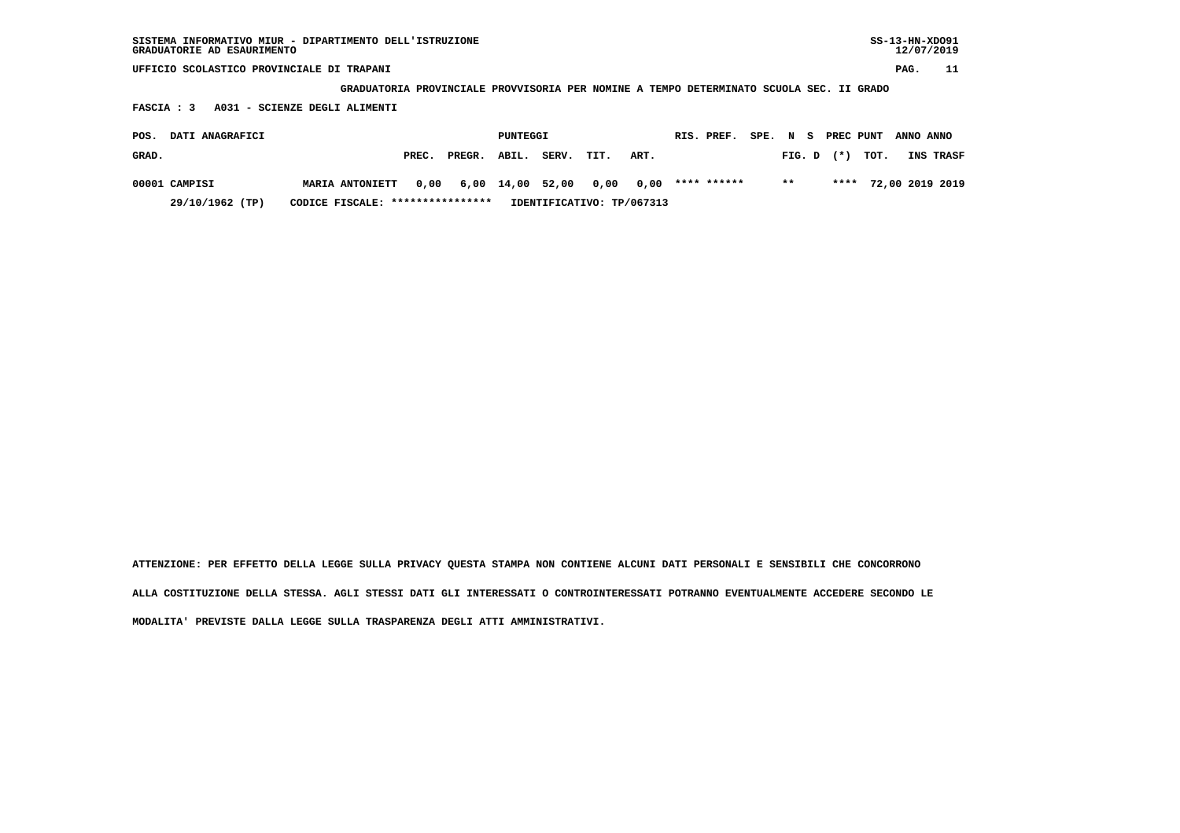SISTEMA INFORMATIVO MIUR - DIPARTIMENTO DELL'ISTRUZIONE
GRADUATORIE AD ESAURIMENTO

UFFICIO SCOLASTICO PROVINCIALE DI TRAPANI

GRADUATORIA PROVINCIALE PROVVISORIA PER NOMINE A TEMPO DETERMINATO SCUOLA SEC. II GRADO

FASCIA : 3 A031 - SCIENZE DEGLI ALIMENTI

| POS. GRAD. | DATI ANAGRAFICI | | PUNTEGGI PREC. | PREGR. | ABIL. | SERV. | TIT. | ART. | RIS. PREF. | SPE. N S FIG. D | PREC (*) | PUNT TOT. | ANNO INS | ANNO TRASF |
|---|---|---|---|---|---|---|---|---|---|---|---|---|---|---|
| 00001 | CAMPISI | MARIA ANTONIETT | 0,00 | 6,00 | 14,00 | 52,00 | 0,00 | 0,00 | **** ****** | ** | **** | 72,00 | 2019 | 2019 |
| | 29/10/1962 (TP) | CODICE FISCALE: **************** | IDENTIFICATIVO: TP/067313 | | | | | | | | | | | |

ATTENZIONE: PER EFFETTO DELLA LEGGE SULLA PRIVACY QUESTA STAMPA NON CONTIENE ALCUNI DATI PERSONALI E SENSIBILI CHE CONCORRONO ALLA COSTITUZIONE DELLA STESSA. AGLI STESSI DATI GLI INTERESSATI O CONTROINTERESSATI POTRANNO EVENTUALMENTE ACCEDERE SECONDO LE MODALITA' PREVISTE DALLA LEGGE SULLA TRASPARENZA DEGLI ATTI AMMINISTRATIVI.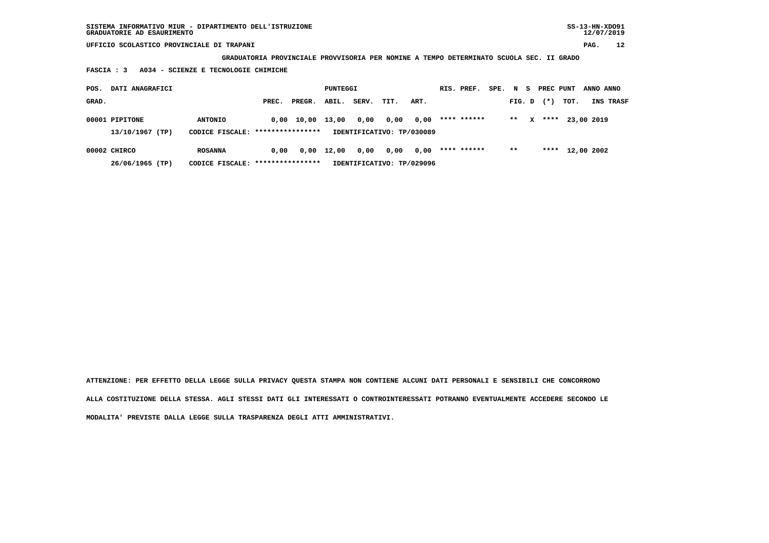**SISTEMA INFORMATIVO MIUR - DIPARTIMENTO DELL'ISTRUZIONE**
**GRADUATORIE AD ESAURIMENTO**

**UFFICIO SCOLASTICO PROVINCIALE DI TRAPANI**

**GRADUATORIA PROVINCIALE PROVVISORIA PER NOMINE A TEMPO DETERMINATO SCUOLA SEC. II GRADO**

**FASCIA : 3 A034 - SCIENZE E TECNOLOGIE CHIMICHE**

| POS. GRAD. | DATI ANAGRAFICI | | PREC. | PREGR. | ABIL. | SERV. | TIT. | ART. | RIS. PREF. | SPE. | N FIG. | S D | PREC (*) | PUNT TOT. | ANNO INS | ANNO TRASF |
|---|---|---|---|---|---|---|---|---|---|---|---|---|---|---|---|---|
| 00001 | PIPITONE | ANTONIO | 0,00 | 10,00 | 13,00 | 0,00 | 0,00 | 0,00 | **** ****** | | ** | X | **** | 23,00 | 2019 | |
| | 13/10/1967 (TP) | CODICE FISCALE: **************** | IDENTIFICATIVO: TP/030089 | | | | | | | | | | | | | |
| 00002 | CHIRCO | ROSANNA | 0,00 | 0,00 | 12,00 | 0,00 | 0,00 | 0,00 | **** ****** | | ** | | **** | 12,00 | 2002 | |
| | 26/06/1965 (TP) | CODICE FISCALE: **************** | IDENTIFICATIVO: TP/029096 | | | | | | | | | | | | | |

**ATTENZIONE: PER EFFETTO DELLA LEGGE SULLA PRIVACY QUESTA STAMPA NON CONTIENE ALCUNI DATI PERSONALI E SENSIBILI CHE CONCORRONO ALLA COSTITUZIONE DELLA STESSA. AGLI STESSI DATI GLI INTERESSATI O CONTROINTERESSATI POTRANNO EVENTUALMENTE ACCEDERE SECONDO LE MODALITA' PREVISTE DALLA LEGGE SULLA TRASPARENZA DEGLI ATTI AMMINISTRATIVI.**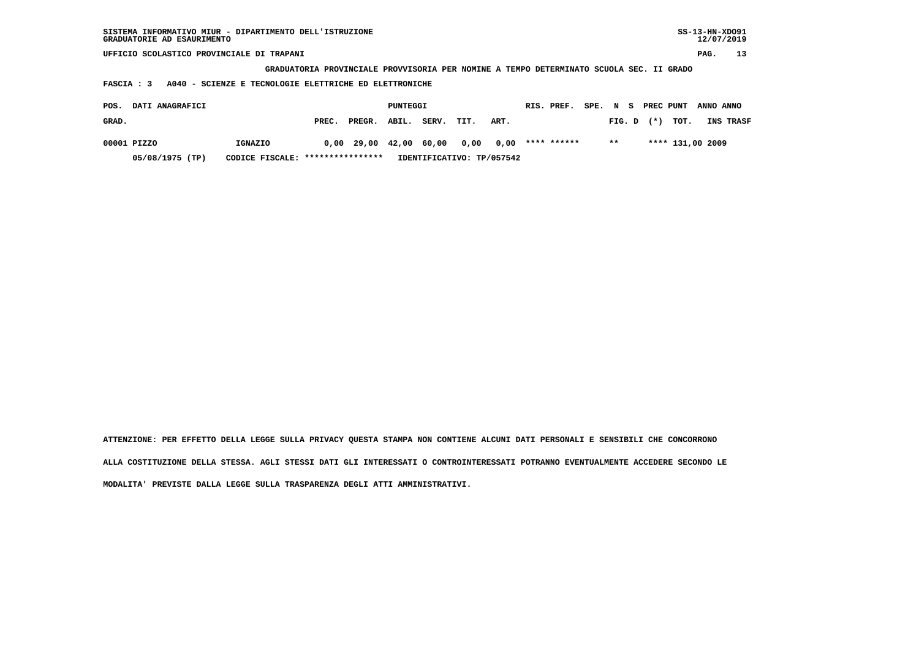SISTEMA INFORMATIVO MIUR - DIPARTIMENTO DELL'ISTRUZIONE
GRADUATORIE AD ESAURIMENTO

SS-13-HN-XDO91
12/07/2019

UFFICIO SCOLASTICO PROVINCIALE DI TRAPANI

GRADUATORIA PROVINCIALE PROVVISORIA PER NOMINE A TEMPO DETERMINATO SCUOLA SEC. II GRADO

FASCIA : 3 A040 - SCIENZE E TECNOLOGIE ELETTRICHE ED ELETTRONICHE

| POS. GRAD. | DATI ANAGRAFICI | | PUNTEGGI PREC. | PREGR. | ABIL. | SERV. | TIT. | ART. | RIS. PREF. | SPE. FIG. | N S D | PREC (*) | PUNT TOT. | ANNO INS | ANNO TRASF |
|---|---|---|---|---|---|---|---|---|---|---|---|---|---|---|---|
| 00001 | PIZZO | IGNAZIO | 0,00 | 29,00 | 42,00 | 60,00 | 0,00 | 0,00 | **** ****** | | ** | **** | 131,00 | 2009 | |
| | 05/08/1975 (TP) | CODICE FISCALE: **************** | IDENTIFICATIVO: TP/057542 | | | | | | | | | | | | |

ATTENZIONE: PER EFFETTO DELLA LEGGE SULLA PRIVACY QUESTA STAMPA NON CONTIENE ALCUNI DATI PERSONALI E SENSIBILI CHE CONCORRONO ALLA COSTITUZIONE DELLA STESSA. AGLI STESSI DATI GLI INTERESSATI O CONTROINTERESSATI POTRANNO EVENTUALMENTE ACCEDERE SECONDO LE MODALITA' PREVISTE DALLA LEGGE SULLA TRASPARENZA DEGLI ATTI AMMINISTRATIVI.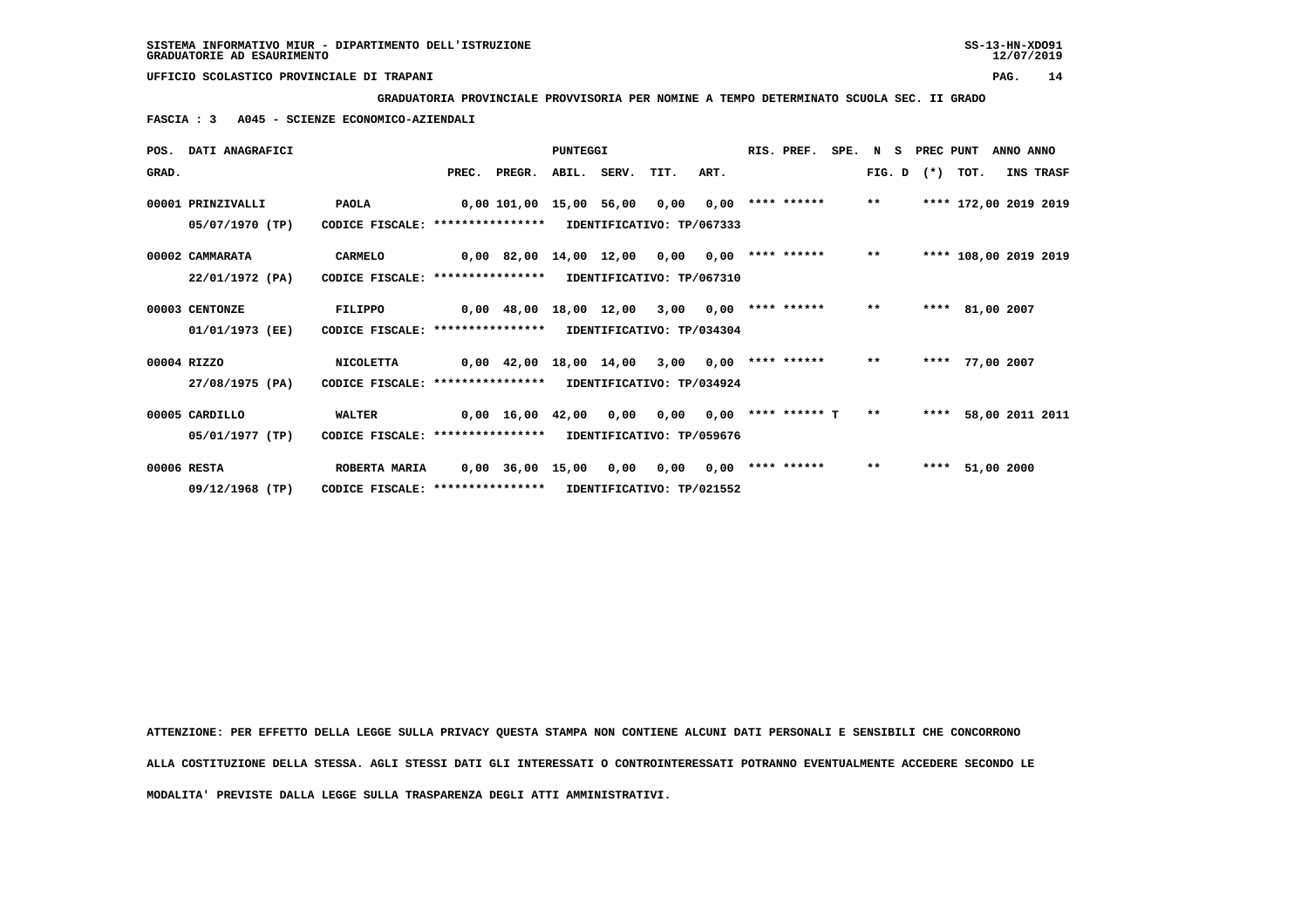SISTEMA INFORMATIVO MIUR - DIPARTIMENTO DELL'ISTRUZIONE
GRADUATORIE AD ESAURIMENTO

UFFICIO SCOLASTICO PROVINCIALE DI TRAPANI

**GRADUATORIA PROVINCIALE PROVVISORIA PER NOMINE A TEMPO DETERMINATO SCUOLA SEC. II GRADO**

**FASCIA : 3   A045 - SCIENZE ECONOMICO-AZIENDALI**

| POS. GRAD. | DATI ANAGRAFICI | | PREC. | PREGR. | ABIL. | SERV. | TIT. | ART. | RIS. PREF. | SPE. | N S FIG. D | PREC (*) | PUNT TOT. | ANNO INS | ANNO TRASF |
|---|---|---|---|---|---|---|---|---|---|---|---|---|---|---|---|
| 00001 | PRINZIVALLI 05/07/1970 (TP) | PAOLA CODICE FISCALE: **************** IDENTIFICATIVO: TP/067333 | 0,00 | 101,00 | 15,00 | 56,00 | 0,00 | 0,00 | **** ****** | | ** | **** | 172,00 | 2019 | 2019 |
| 00002 | CAMMARATA 22/01/1972 (PA) | CARMELO CODICE FISCALE: **************** IDENTIFICATIVO: TP/067310 | 0,00 | 82,00 | 14,00 | 12,00 | 0,00 | 0,00 | **** ****** | | ** | **** | 108,00 | 2019 | 2019 |
| 00003 | CENTONZE 01/01/1973 (EE) | FILIPPO CODICE FISCALE: **************** IDENTIFICATIVO: TP/034304 | 0,00 | 48,00 | 18,00 | 12,00 | 3,00 | 0,00 | **** ****** | | ** | **** | 81,00 | 2007 | |
| 00004 | RIZZO 27/08/1975 (PA) | NICOLETTA CODICE FISCALE: **************** IDENTIFICATIVO: TP/034924 | 0,00 | 42,00 | 18,00 | 14,00 | 3,00 | 0,00 | **** ****** | | ** | **** | 77,00 | 2007 | |
| 00005 | CARDILLO 05/01/1977 (TP) | WALTER CODICE FISCALE: **************** IDENTIFICATIVO: TP/059676 | 0,00 | 16,00 | 42,00 | 0,00 | 0,00 | 0,00 | **** ****** | T | ** | **** | 58,00 | 2011 | 2011 |
| 00006 | RESTA 09/12/1968 (TP) | ROBERTA MARIA CODICE FISCALE: **************** IDENTIFICATIVO: TP/021552 | 0,00 | 36,00 | 15,00 | 0,00 | 0,00 | 0,00 | **** ****** | | ** | **** | 51,00 | 2000 | |

ATTENZIONE: PER EFFETTO DELLA LEGGE SULLA PRIVACY QUESTA STAMPA NON CONTIENE ALCUNI DATI PERSONALI E SENSIBILI CHE CONCORRONO ALLA COSTITUZIONE DELLA STESSA. AGLI STESSI DATI GLI INTERESSATI O CONTROINTERESSATI POTRANNO EVENTUALMENTE ACCEDERE SECONDO LE MODALITA' PREVISTE DALLA LEGGE SULLA TRASPARENZA DEGLI ATTI AMMINISTRATIVI.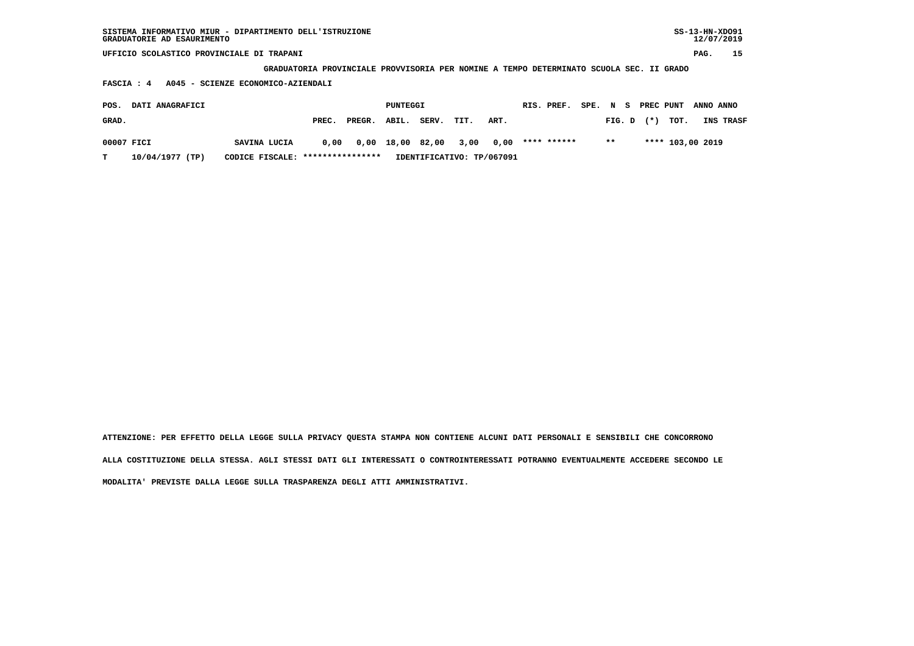GRADUATORIA PROVINCIALE PROVVISORIA PER NOMINE A TEMPO DETERMINATO SCUOLA SEC. II GRADO

FASCIA : 4 A045 - SCIENZE ECONOMICO-AZIENDALI

| POS. GRAD. | DATI ANAGRAFICI | | PUNTEGGI PREC. | PREGR. | ABIL. | SERV. | TIT. | ART. | RIS. PREF. | SPE. N S FIG. D | PREC (*) | PUNT TOT. | ANNO INS | ANNO TRASF |
|---|---|---|---|---|---|---|---|---|---|---|---|---|---|---|
| 00007 | FICI | SAVINA LUCIA | 0,00 | 0,00 | 18,00 | 82,00 | 3,00 | 0,00 | **** ****** | ** | **** | 103,00 | 2019 | |
| T | 10/04/1977 (TP) | CODICE FISCALE: **************** | IDENTIFICATIVO: TP/067091 | | | | | | | | | | | |

ATTENZIONE: PER EFFETTO DELLA LEGGE SULLA PRIVACY QUESTA STAMPA NON CONTIENE ALCUNI DATI PERSONALI E SENSIBILI CHE CONCORRONO ALLA COSTITUZIONE DELLA STESSA. AGLI STESSI DATI GLI INTERESSATI O CONTROINTERESSATI POTRANNO EVENTUALMENTE ACCEDERE SECONDO LE MODALITA' PREVISTE DALLA LEGGE SULLA TRASPARENZA DEGLI ATTI AMMINISTRATIVI.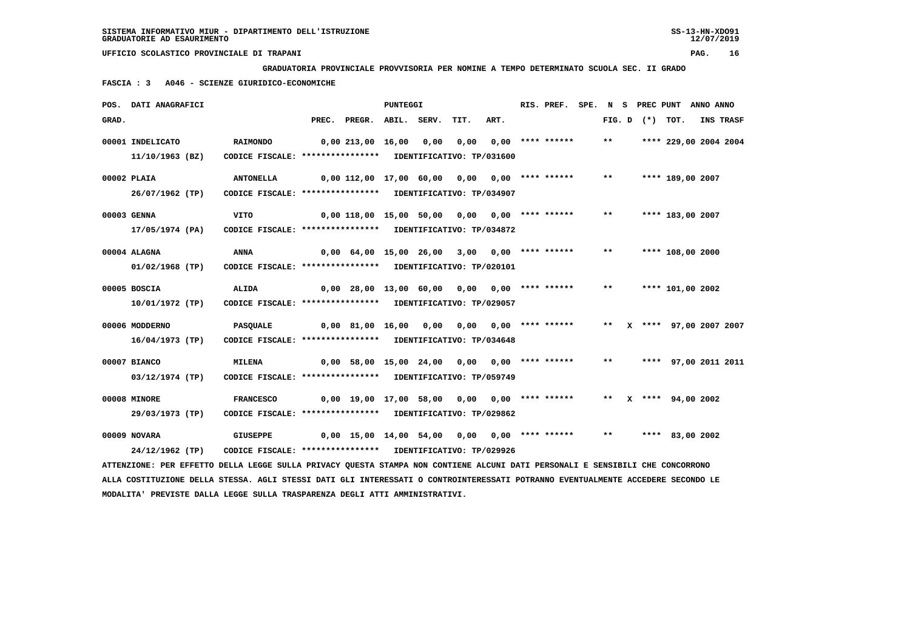SISTEMA INFORMATIVO MIUR - DIPARTIMENTO DELL'ISTRUZIONE
GRADUATORIE AD ESAURIMENTO

UFFICIO SCOLASTICO PROVINCIALE DI TRAPANI

GRADUATORIA PROVINCIALE PROVVISORIA PER NOMINE A TEMPO DETERMINATO SCUOLA SEC. II GRADO

FASCIA : 3 A046 - SCIENZE GIURIDICO-ECONOMICHE

| POS. GRAD. | DATI ANAGRAFICI | | PREC. | PREGR. | ABIL. | SERV. | TIT. | ART. | RIS. PREF. | SPE. | FIG. D | N S (*) | PREC PUNT TOT. | ANNO INS | ANNO TRASF |
|---|---|---|---|---|---|---|---|---|---|---|---|---|---|---|---|
| 00001 | INDELICATO 11/10/1963 (BZ) | RAIMONDO CODICE FISCALE: **************** IDENTIFICATIVO: TP/031600 | 0,00 | 213,00 | 16,00 | 0,00 | 0,00 | 0,00 | **** ****** | | ** | | **** 229,00 | 2004 | 2004 |
| 00002 | PLAIA 26/07/1962 (TP) | ANTONELLA CODICE FISCALE: **************** IDENTIFICATIVO: TP/034907 | 0,00 | 112,00 | 17,00 | 60,00 | 0,00 | 0,00 | **** ****** | | ** | | **** 189,00 | 2007 | |
| 00003 | GENNA 17/05/1974 (PA) | VITO CODICE FISCALE: **************** IDENTIFICATIVO: TP/034872 | 0,00 | 118,00 | 15,00 | 50,00 | 0,00 | 0,00 | **** ****** | | ** | | **** 183,00 | 2007 | |
| 00004 | ALAGNA 01/02/1968 (TP) | ANNA CODICE FISCALE: **************** IDENTIFICATIVO: TP/020101 | 0,00 | 64,00 | 15,00 | 26,00 | 3,00 | 0,00 | **** ****** | | ** | | **** 108,00 | 2000 | |
| 00005 | BOSCIA 10/01/1972 (TP) | ALIDA CODICE FISCALE: **************** IDENTIFICATIVO: TP/029057 | 0,00 | 28,00 | 13,00 | 60,00 | 0,00 | 0,00 | **** ****** | | ** | | **** 101,00 | 2002 | |
| 00006 | MODDERNO 16/04/1973 (TP) | PASQUALE CODICE FISCALE: **************** IDENTIFICATIVO: TP/034648 | 0,00 | 81,00 | 16,00 | 0,00 | 0,00 | 0,00 | **** ****** | | ** | X | **** 97,00 | 2007 | 2007 |
| 00007 | BIANCO 03/12/1974 (TP) | MILENA CODICE FISCALE: **************** IDENTIFICATIVO: TP/059749 | 0,00 | 58,00 | 15,00 | 24,00 | 0,00 | 0,00 | **** ****** | | ** | | **** 97,00 | 2011 | 2011 |
| 00008 | MINORE 29/03/1973 (TP) | FRANCESCO CODICE FISCALE: **************** IDENTIFICATIVO: TP/029862 | 0,00 | 19,00 | 17,00 | 58,00 | 0,00 | 0,00 | **** ****** | | ** | X | **** 94,00 | 2002 | |
| 00009 | NOVARA 24/12/1962 (TP) | GIUSEPPE CODICE FISCALE: **************** IDENTIFICATIVO: TP/029926 | 0,00 | 15,00 | 14,00 | 54,00 | 0,00 | 0,00 | **** ****** | | ** | | **** 83,00 | 2002 | |

ATTENZIONE: PER EFFETTO DELLA LEGGE SULLA PRIVACY QUESTA STAMPA NON CONTIENE ALCUNI DATI PERSONALI E SENSIBILI CHE CONCORRONO ALLA COSTITUZIONE DELLA STESSA. AGLI STESSI DATI GLI INTERESSATI O CONTROINTERESSATI POTRANNO EVENTUALMENTE ACCEDERE SECONDO LE MODALITA' PREVISTE DALLA LEGGE SULLA TRASPARENZA DEGLI ATTI AMMINISTRATIVI.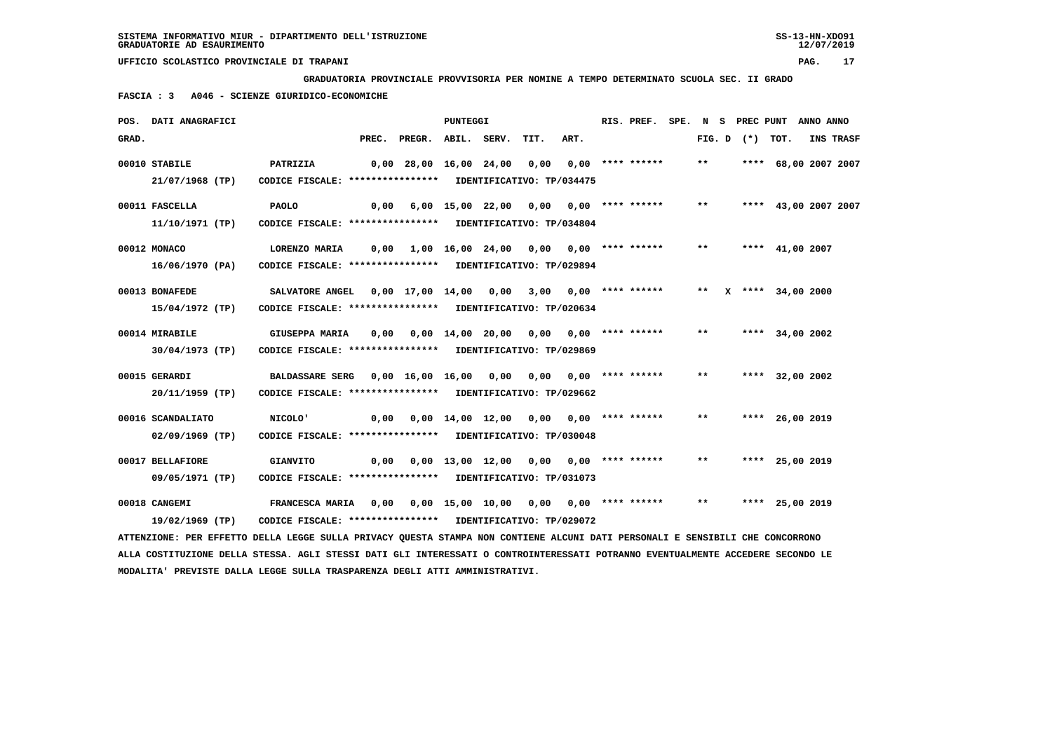SISTEMA INFORMATIVO MIUR - DIPARTIMENTO DELL'ISTRUZIONE
GRADUATORIE AD ESAURIMENTO

UFFICIO SCOLASTICO PROVINCIALE DI TRAPANI

GRADUATORIA PROVINCIALE PROVVISORIA PER NOMINE A TEMPO DETERMINATO SCUOLA SEC. II GRADO

FASCIA : 3 A046 - SCIENZE GIURIDICO-ECONOMICHE

| POS. GRAD. | DATI ANAGRAFICI | | PREC. | PREGR. | ABIL. | SERV. | TIT. | ART. | RIS. PREF. | SPE. | FIG. D | N S (*) | PREC PUNT | TOT. | ANNO INS | ANNO TRASF |
|---|---|---|---|---|---|---|---|---|---|---|---|---|---|---|---|---|
| 00010 | STABILE 21/07/1968 (TP) | PATRIZIA CODICE FISCALE: **************** IDENTIFICATIVO: TP/034475 | 0,00 | 28,00 | 16,00 | 24,00 | 0,00 | 0,00 | **** ****** | | ** | | **** | 68,00 | 2007 | 2007 |
| 00011 | FASCELLA 11/10/1971 (TP) | PAOLO CODICE FISCALE: **************** IDENTIFICATIVO: TP/034804 | 0,00 | 6,00 | 15,00 | 22,00 | 0,00 | 0,00 | **** ****** | | ** | | **** | 43,00 | 2007 | 2007 |
| 00012 | MONACO 16/06/1970 (PA) | LORENZO MARIA CODICE FISCALE: **************** IDENTIFICATIVO: TP/029894 | 0,00 | 1,00 | 16,00 | 24,00 | 0,00 | 0,00 | **** ****** | | ** | | **** | 41,00 | 2007 | |
| 00013 | BONAFEDE 15/04/1972 (TP) | SALVATORE ANGEL CODICE FISCALE: **************** IDENTIFICATIVO: TP/020634 | 0,00 | 17,00 | 14,00 | 0,00 | 3,00 | 0,00 | **** ****** | | ** | X | **** | 34,00 | 2000 | |
| 00014 | MIRABILE 30/04/1973 (TP) | GIUSEPPA MARIA CODICE FISCALE: **************** IDENTIFICATIVO: TP/029869 | 0,00 | 0,00 | 14,00 | 20,00 | 0,00 | 0,00 | **** ****** | | ** | | **** | 34,00 | 2002 | |
| 00015 | GERARDI 20/11/1959 (TP) | BALDASSARE SERG CODICE FISCALE: **************** IDENTIFICATIVO: TP/029662 | 0,00 | 16,00 | 16,00 | 0,00 | 0,00 | 0,00 | **** ****** | | ** | | **** | 32,00 | 2002 | |
| 00016 | SCANDALIATO 02/09/1969 (TP) | NICOLO' CODICE FISCALE: **************** IDENTIFICATIVO: TP/030048 | 0,00 | 0,00 | 14,00 | 12,00 | 0,00 | 0,00 | **** ****** | | ** | | **** | 26,00 | 2019 | |
| 00017 | BELLAFIORE 09/05/1971 (TP) | GIANVITO CODICE FISCALE: **************** IDENTIFICATIVO: TP/031073 | 0,00 | 0,00 | 13,00 | 12,00 | 0,00 | 0,00 | **** ****** | | ** | | **** | 25,00 | 2019 | |
| 00018 | CANGEMI 19/02/1969 (TP) | FRANCESCA MARIA CODICE FISCALE: **************** IDENTIFICATIVO: TP/029072 | 0,00 | 0,00 | 15,00 | 10,00 | 0,00 | 0,00 | **** ****** | | ** | | **** | 25,00 | 2019 | |

ATTENZIONE: PER EFFETTO DELLA LEGGE SULLA PRIVACY QUESTA STAMPA NON CONTIENE ALCUNI DATI PERSONALI E SENSIBILI CHE CONCORRONO ALLA COSTITUZIONE DELLA STESSA. AGLI STESSI DATI GLI INTERESSATI O CONTROINTERESSATI POTRANNO EVENTUALMENTE ACCEDERE SECONDO LE MODALITA' PREVISTE DALLA LEGGE SULLA TRASPARENZA DEGLI ATTI AMMINISTRATIVI.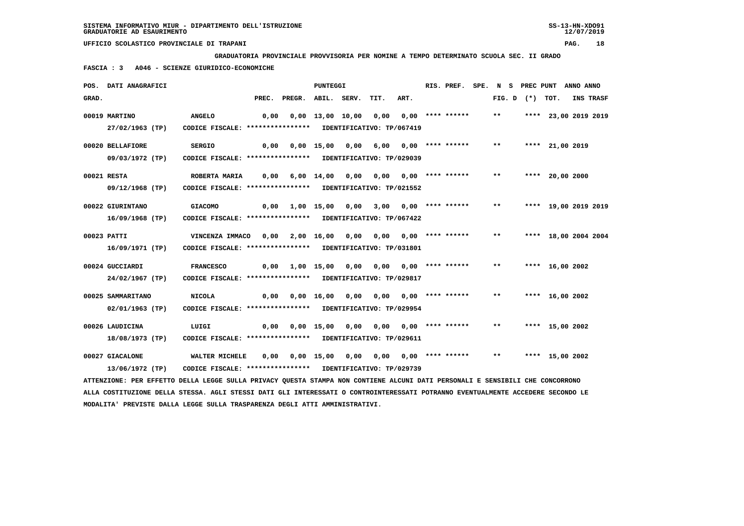SISTEMA INFORMATIVO MIUR - DIPARTIMENTO DELL'ISTRUZIONE
GRADUATORIE AD ESAURIMENTO

UFFICIO SCOLASTICO PROVINCIALE DI TRAPANI

**GRADUATORIA PROVINCIALE PROVVISORIA PER NOMINE A TEMPO DETERMINATO SCUOLA SEC. II GRADO**

**FASCIA : 3 A046 - SCIENZE GIURIDICO-ECONOMICHE**

| POS. GRAD. | DATI ANAGRAFICI | | PREC. | PREGR. | ABIL. | SERV. | TIT. | ART. | RIS. PREF. | SPE. | N S FIG. D | PREC PUNT (*) | TOT. | ANNO INS | ANNO TRASF |
|---|---|---|---|---|---|---|---|---|---|---|---|---|---|---|---|
| 00019 | MARTINO 27/02/1963 (TP) | ANGELO CODICE FISCALE: **************** IDENTIFICATIVO: TP/067419 | 0,00 | 0,00 | 13,00 | 10,00 | 0,00 | 0,00 | **** ****** | | ** | **** | 23,00 | 2019 | 2019 |
| 00020 | BELLAFIORE 09/03/1972 (TP) | SERGIO CODICE FISCALE: **************** IDENTIFICATIVO: TP/029039 | 0,00 | 0,00 | 15,00 | 0,00 | 6,00 | 0,00 | **** ****** | | ** | **** | 21,00 | 2019 | |
| 00021 | RESTA 09/12/1968 (TP) | ROBERTA MARIA CODICE FISCALE: **************** IDENTIFICATIVO: TP/021552 | 0,00 | 6,00 | 14,00 | 0,00 | 0,00 | 0,00 | **** ****** | | ** | **** | 20,00 | 2000 | |
| 00022 | GIURINTANO 16/09/1968 (TP) | GIACOMO CODICE FISCALE: **************** IDENTIFICATIVO: TP/067422 | 0,00 | 1,00 | 15,00 | 0,00 | 3,00 | 0,00 | **** ****** | | ** | **** | 19,00 | 2019 | 2019 |
| 00023 | PATTI 16/09/1971 (TP) | VINCENZA IMMACO CODICE FISCALE: **************** IDENTIFICATIVO: TP/031801 | 0,00 | 2,00 | 16,00 | 0,00 | 0,00 | 0,00 | **** ****** | | ** | **** | 18,00 | 2004 | 2004 |
| 00024 | GUCCIARDI 24/02/1967 (TP) | FRANCESCO CODICE FISCALE: **************** IDENTIFICATIVO: TP/029817 | 0,00 | 1,00 | 15,00 | 0,00 | 0,00 | 0,00 | **** ****** | | ** | **** | 16,00 | 2002 | |
| 00025 | SAMMARITANO 02/01/1963 (TP) | NICOLA CODICE FISCALE: **************** IDENTIFICATIVO: TP/029954 | 0,00 | 0,00 | 16,00 | 0,00 | 0,00 | 0,00 | **** ****** | | ** | **** | 16,00 | 2002 | |
| 00026 | LAUDICINA 18/08/1973 (TP) | LUIGI CODICE FISCALE: **************** IDENTIFICATIVO: TP/029611 | 0,00 | 0,00 | 15,00 | 0,00 | 0,00 | 0,00 | **** ****** | | ** | **** | 15,00 | 2002 | |
| 00027 | GIACALONE 13/06/1972 (TP) | WALTER MICHELE CODICE FISCALE: **************** IDENTIFICATIVO: TP/029739 | 0,00 | 0,00 | 15,00 | 0,00 | 0,00 | 0,00 | **** ****** | | ** | **** | 15,00 | 2002 | |

ATTENZIONE: PER EFFETTO DELLA LEGGE SULLA PRIVACY QUESTA STAMPA NON CONTIENE ALCUNI DATI PERSONALI E SENSIBILI CHE CONCORRONO ALLA COSTITUZIONE DELLA STESSA. AGLI STESSI DATI GLI INTERESSATI O CONTROINTERESSATI POTRANNO EVENTUALMENTE ACCEDERE SECONDO LE MODALITA' PREVISTE DALLA LEGGE SULLA TRASPARENZA DEGLI ATTI AMMINISTRATIVI.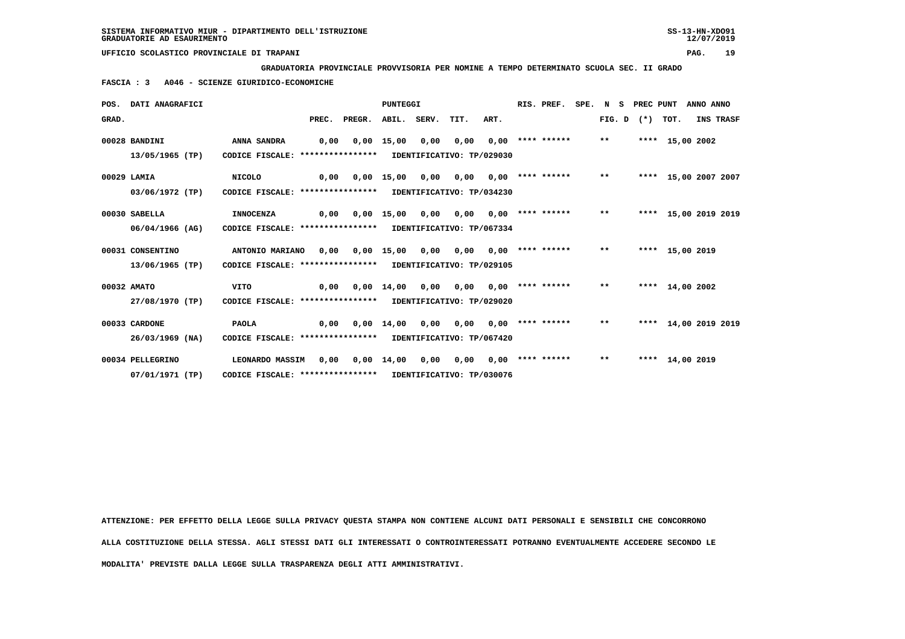SISTEMA INFORMATIVO MIUR - DIPARTIMENTO DELL'ISTRUZIONE
GRADUATORIE AD ESAURIMENTO

UFFICIO SCOLASTICO PROVINCIALE DI TRAPANI

**GRADUATORIA PROVINCIALE PROVVISORIA PER NOMINE A TEMPO DETERMINATO SCUOLA SEC. II GRADO**

**FASCIA : 3 A046 - SCIENZE GIURIDICO-ECONOMICHE**

| POS. GRAD. | DATI ANAGRAFICI | | PREC. | PREGR. | ABIL. | SERV. | TIT. | ART. | RIS. PREF. | SPE. N S FIG. D | PREC (*) | PUNT TOT. | ANNO INS | ANNO TRASF |
|---|---|---|---|---|---|---|---|---|---|---|---|---|---|---|
| 00028 | BANDINI | ANNA SANDRA | 0,00 | 0,00 | 15,00 | 0,00 | 0,00 | 0,00 | **** ****** | ** | **** | 15,00 | 2002 | |
| | 13/05/1965 (TP) | CODICE FISCALE: **************** | IDENTIFICATIVO: TP/029030 | | | | | | | | | | | |
| 00029 | LAMIA | NICOLO | 0,00 | 0,00 | 15,00 | 0,00 | 0,00 | 0,00 | **** ****** | ** | **** | 15,00 | 2007 | 2007 |
| | 03/06/1972 (TP) | CODICE FISCALE: **************** | IDENTIFICATIVO: TP/034230 | | | | | | | | | | | |
| 00030 | SABELLA | INNOCENZA | 0,00 | 0,00 | 15,00 | 0,00 | 0,00 | 0,00 | **** ****** | ** | **** | 15,00 | 2019 | 2019 |
| | 06/04/1966 (AG) | CODICE FISCALE: **************** | IDENTIFICATIVO: TP/067334 | | | | | | | | | | | |
| 00031 | CONSENTINO | ANTONIO MARIANO | 0,00 | 0,00 | 15,00 | 0,00 | 0,00 | 0,00 | **** ****** | ** | **** | 15,00 | 2019 | |
| | 13/06/1965 (TP) | CODICE FISCALE: **************** | IDENTIFICATIVO: TP/029105 | | | | | | | | | | | |
| 00032 | AMATO | VITO | 0,00 | 0,00 | 14,00 | 0,00 | 0,00 | 0,00 | **** ****** | ** | **** | 14,00 | 2002 | |
| | 27/08/1970 (TP) | CODICE FISCALE: **************** | IDENTIFICATIVO: TP/029020 | | | | | | | | | | | |
| 00033 | CARDONE | PAOLA | 0,00 | 0,00 | 14,00 | 0,00 | 0,00 | 0,00 | **** ****** | ** | **** | 14,00 | 2019 | 2019 |
| | 26/03/1969 (NA) | CODICE FISCALE: **************** | IDENTIFICATIVO: TP/067420 | | | | | | | | | | | |
| 00034 | PELLEGRINO | LEONARDO MASSIM | 0,00 | 0,00 | 14,00 | 0,00 | 0,00 | 0,00 | **** ****** | ** | **** | 14,00 | 2019 | |
| | 07/01/1971 (TP) | CODICE FISCALE: **************** | IDENTIFICATIVO: TP/030076 | | | | | | | | | | | |

**ATTENZIONE: PER EFFETTO DELLA LEGGE SULLA PRIVACY QUESTA STAMPA NON CONTIENE ALCUNI DATI PERSONALI E SENSIBILI CHE CONCORRONO ALLA COSTITUZIONE DELLA STESSA. AGLI STESSI DATI GLI INTERESSATI O CONTROINTERESSATI POTRANNO EVENTUALMENTE ACCEDERE SECONDO LE MODALITA' PREVISTE DALLA LEGGE SULLA TRASPARENZA DEGLI ATTI AMMINISTRATIVI.**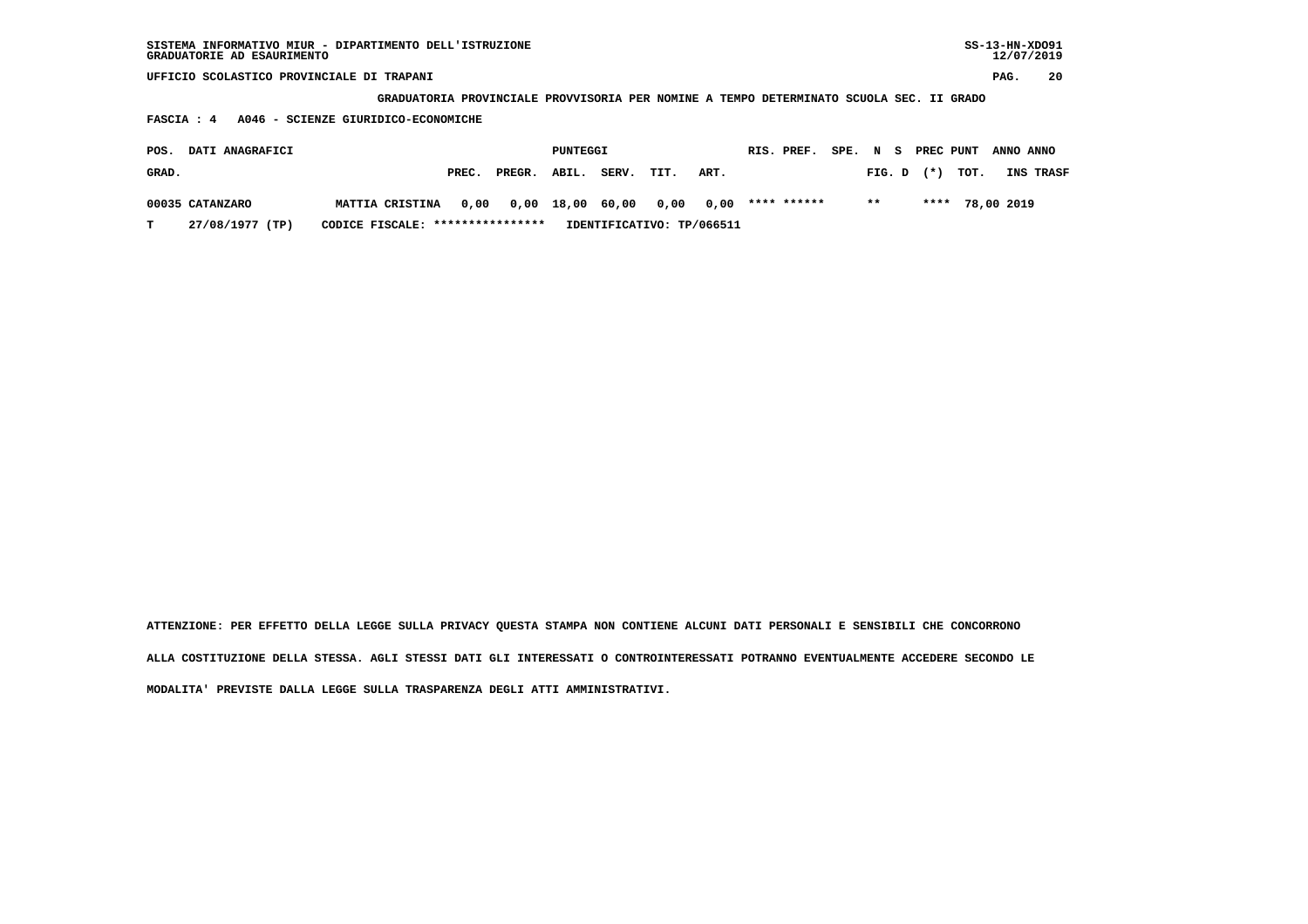SISTEMA INFORMATIVO MIUR - DIPARTIMENTO DELL'ISTRUZIONE
GRADUATORIE AD ESAURIMENTO

UFFICIO SCOLASTICO PROVINCIALE DI TRAPANI

GRADUATORIA PROVINCIALE PROVVISORIA PER NOMINE A TEMPO DETERMINATO SCUOLA SEC. II GRADO

FASCIA : 4 A046 - SCIENZE GIURIDICO-ECONOMICHE

| POS. GRAD. | DATI ANAGRAFICI | | PREC. | PREGR. | ABIL. | SERV. | TIT. | ART. | RIS. | PREF. | SPE. | N FIG. | S D | PREC (*) | PUNT TOT. | ANNO INS | ANNO TRASF |
|---|---|---|---|---|---|---|---|---|---|---|---|---|---|---|---|---|---|
| 00035 | CATANZARO | MATTIA CRISTINA | 0,00 | 0,00 | 18,00 | 60,00 | 0,00 | 0,00 | **** | ****** | | ** | | **** | 78,00 | 2019 | |
| T | 27/08/1977 (TP) | CODICE FISCALE: **************** | IDENTIFICATIVO: TP/066511 | | | | | | | | | | | | | | |

ATTENZIONE: PER EFFETTO DELLA LEGGE SULLA PRIVACY QUESTA STAMPA NON CONTIENE ALCUNI DATI PERSONALI E SENSIBILI CHE CONCORRONO ALLA COSTITUZIONE DELLA STESSA. AGLI STESSI DATI GLI INTERESSATI O CONTROINTERESSATI POTRANNO EVENTUALMENTE ACCEDERE SECONDO LE MODALITA' PREVISTE DALLA LEGGE SULLA TRASPARENZA DEGLI ATTI AMMINISTRATIVI.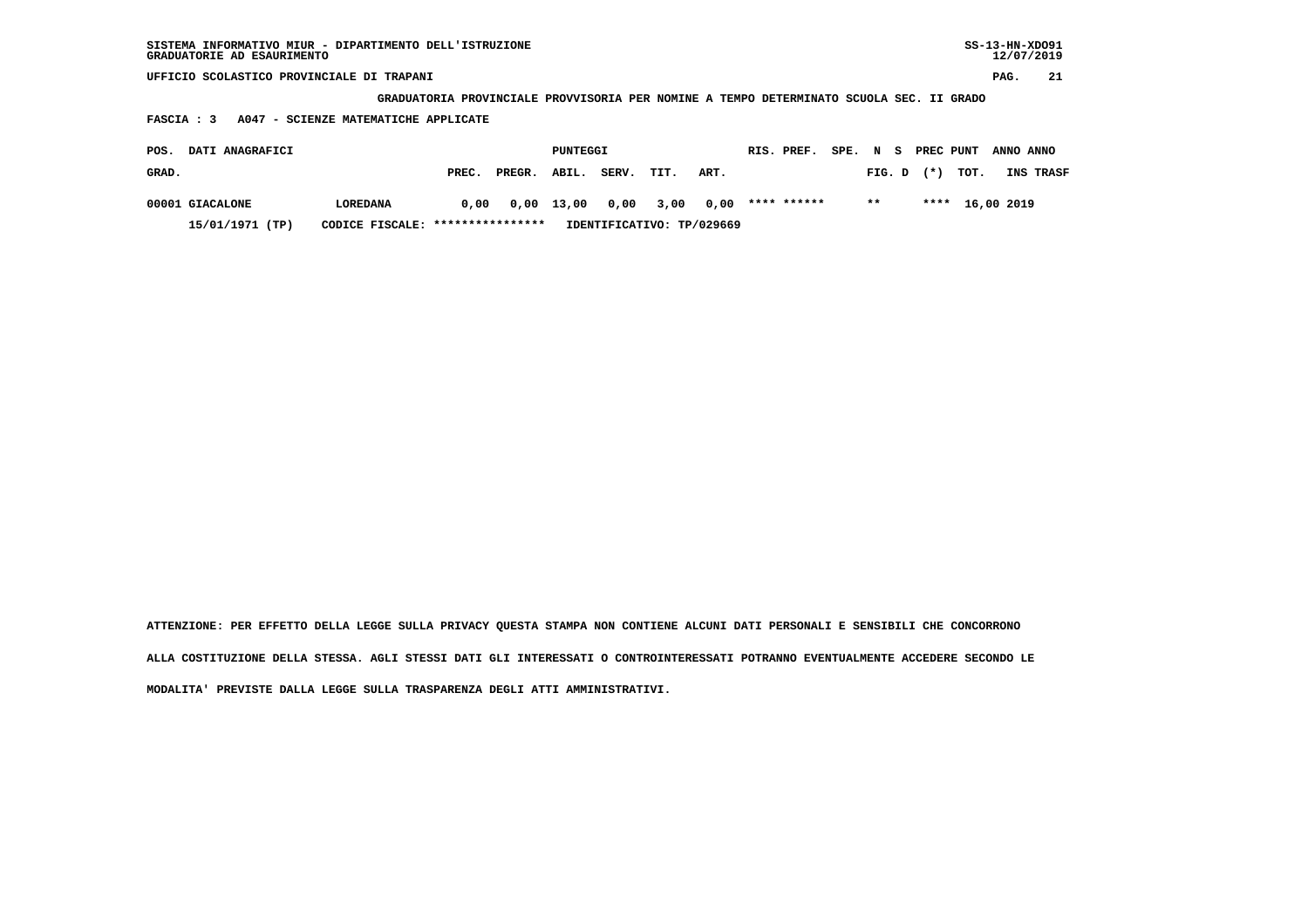SISTEMA INFORMATIVO MIUR - DIPARTIMENTO DELL'ISTRUZIONE
GRADUATORIE AD ESAURIMENTO

UFFICIO SCOLASTICO PROVINCIALE DI TRAPANI

**GRADUATORIA PROVINCIALE PROVVISORIA PER NOMINE A TEMPO DETERMINATO SCUOLA SEC. II GRADO**

**FASCIA : 3 A047 - SCIENZE MATEMATICHE APPLICATE**

| POS. GRAD. | DATI ANAGRAFICI | | PREC. | PREGR. | ABIL. | SERV. | TIT. | ART. | RIS. PREF. | SPE. | N FIG. | S D | PREC (*) | PUNT TOT. | ANNO INS | ANNO TRASF |
|---|---|---|---|---|---|---|---|---|---|---|---|---|---|---|---|---|
| 00001 | GIACALONE | LOREDANA | 0,00 | 0,00 | 13,00 | 0,00 | 3,00 | 0,00 | **** ****** | | ** | | **** | 16,00 | 2019 | |
| | 15/01/1971 (TP) | CODICE FISCALE: **************** | IDENTIFICATIVO: TP/029669 | | | | | | | | | | | | | |

ATTENZIONE: PER EFFETTO DELLA LEGGE SULLA PRIVACY QUESTA STAMPA NON CONTIENE ALCUNI DATI PERSONALI E SENSIBILI CHE CONCORRONO ALLA COSTITUZIONE DELLA STESSA. AGLI STESSI DATI GLI INTERESSATI O CONTROINTERESSATI POTRANNO EVENTUALMENTE ACCEDERE SECONDO LE MODALITA' PREVISTE DALLA LEGGE SULLA TRASPARENZA DEGLI ATTI AMMINISTRATIVI.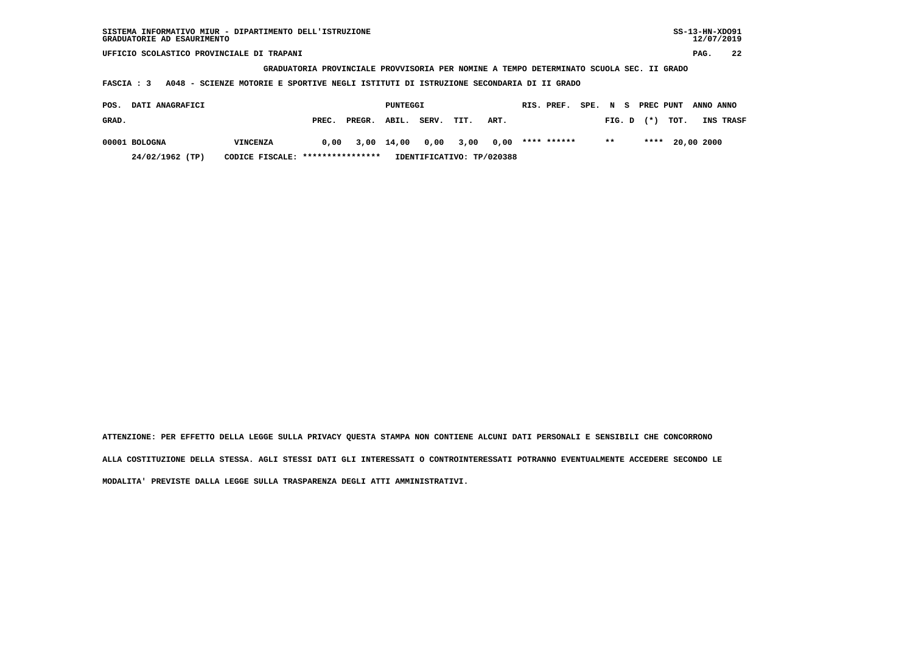GRADUATORIA PROVINCIALE PROVVISORIA PER NOMINE A TEMPO DETERMINATO SCUOLA SEC. II GRADO

FASCIA : 3 A048 - SCIENZE MOTORIE E SPORTIVE NEGLI ISTITUTI DI ISTRUZIONE SECONDARIA DI II GRADO

| POS. GRAD. | DATI ANAGRAFICI | | PREC. | PREGR. | ABIL. | SERV. | TIT. | ART. | RIS. | PREF. | SPE. | N FIG. | S D | PREC (*) | PUNT TOT. | ANNO INS | ANNO TRASF |
|---|---|---|---|---|---|---|---|---|---|---|---|---|---|---|---|---|---|
| 00001 | BOLOGNA | VINCENZA | 0,00 | 3,00 | 14,00 | 0,00 | 3,00 | 0,00 | **** | ****** | | ** | | **** | 20,00 | 2000 | |
| | 24/02/1962 (TP) | CODICE FISCALE: **************** | IDENTIFICATIVO: TP/020388 | | | | | | | | | | | | | | |

ATTENZIONE: PER EFFETTO DELLA LEGGE SULLA PRIVACY QUESTA STAMPA NON CONTIENE ALCUNI DATI PERSONALI E SENSIBILI CHE CONCORRONO ALLA COSTITUZIONE DELLA STESSA. AGLI STESSI DATI GLI INTERESSATI O CONTROINTERESSATI POTRANNO EVENTUALMENTE ACCEDERE SECONDO LE MODALITA' PREVISTE DALLA LEGGE SULLA TRASPARENZA DEGLI ATTI AMMINISTRATIVI.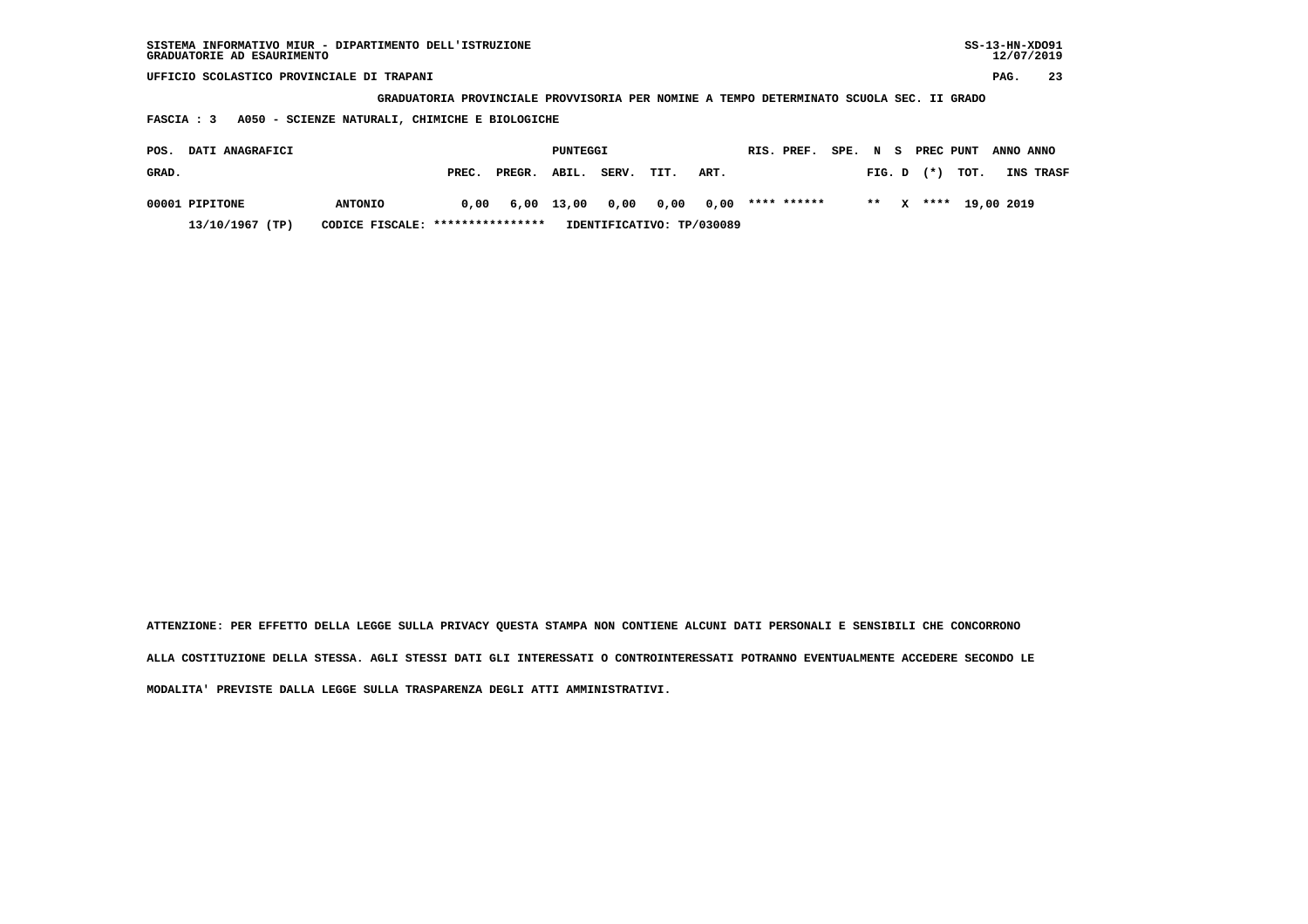SISTEMA INFORMATIVO MIUR - DIPARTIMENTO DELL'ISTRUZIONE
GRADUATORIE AD ESAURIMENTO

SS-13-HN-XDO91
12/07/2019

UFFICIO SCOLASTICO PROVINCIALE DI TRAPANI

**GRADUATORIA PROVINCIALE PROVVISORIA PER NOMINE A TEMPO DETERMINATO SCUOLA SEC. II GRADO**

**FASCIA : 3 A050 - SCIENZE NATURALI, CHIMICHE E BIOLOGICHE**

| POS. GRAD. | DATI ANAGRAFICI | | PUNTEGGI PREC. | PREGR. | ABIL. | SERV. | TIT. | ART. | RIS. PREF. | SPE. FIG. | N D | S | PREC (*) | PUNT TOT. | ANNO INS | ANNO TRASF |
|---|---|---|---|---|---|---|---|---|---|---|---|---|---|---|---|---|
| 00001 | PIPITONE | ANTONIO | 0,00 | 6,00 | 13,00 | 0,00 | 0,00 | 0,00 | **** ****** | | ** | X | **** | 19,00 | 2019 | |
| | 13/10/1967 (TP) | CODICE FISCALE: **************** | IDENTIFICATIVO: TP/030089 | | | | | | | | | | | | | |

ATTENZIONE: PER EFFETTO DELLA LEGGE SULLA PRIVACY QUESTA STAMPA NON CONTIENE ALCUNI DATI PERSONALI E SENSIBILI CHE CONCORRONO ALLA COSTITUZIONE DELLA STESSA. AGLI STESSI DATI GLI INTERESSATI O CONTROINTERESSATI POTRANNO EVENTUALMENTE ACCEDERE SECONDO LE MODALITA' PREVISTE DALLA LEGGE SULLA TRASPARENZA DEGLI ATTI AMMINISTRATIVI.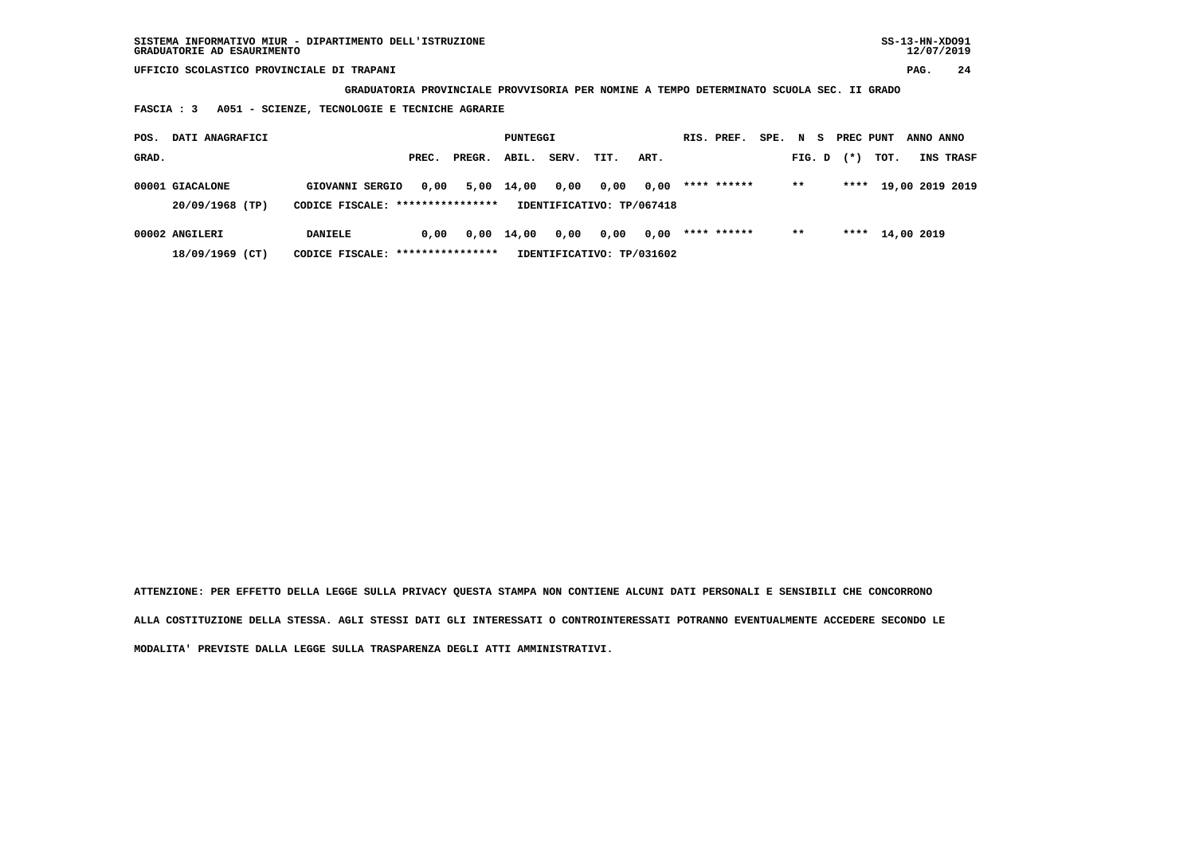SISTEMA INFORMATIVO MIUR - DIPARTIMENTO DELL'ISTRUZIONE
GRADUATORIE AD ESAURIMENTO

UFFICIO SCOLASTICO PROVINCIALE DI TRAPANI

**GRADUATORIA PROVINCIALE PROVVISORIA PER NOMINE A TEMPO DETERMINATO SCUOLA SEC. II GRADO**

**FASCIA : 3 A051 - SCIENZE, TECNOLOGIE E TECNICHE AGRARIE**

| POS. GRAD. | DATI ANAGRAFICI | | PREC. | PREGR. | ABIL. | SERV. | TIT. | ART. | RIS. PREF. | SPE. | N FIG. | S D | PREC (*) | PUNT TOT. | ANNO INS | ANNO TRASF |
|---|---|---|---|---|---|---|---|---|---|---|---|---|---|---|---|---|
| 00001 | GIACALONE | GIOVANNI SERGIO | 0,00 | 5,00 | 14,00 | 0,00 | 0,00 | 0,00 | **** ****** | | ** | | **** | 19,00 | 2019 | 2019 |
| | 20/09/1968 (TP) | CODICE FISCALE: **************** | IDENTIFICATIVO: TP/067418 | | | | | | | | | | | | | |
| 00002 | ANGILERI | DANIELE | 0,00 | 0,00 | 14,00 | 0,00 | 0,00 | 0,00 | **** ****** | | ** | | **** | 14,00 | 2019 | |
| | 18/09/1969 (CT) | CODICE FISCALE: **************** | IDENTIFICATIVO: TP/031602 | | | | | | | | | | | | | |

**ATTENZIONE: PER EFFETTO DELLA LEGGE SULLA PRIVACY QUESTA STAMPA NON CONTIENE ALCUNI DATI PERSONALI E SENSIBILI CHE CONCORRONO ALLA COSTITUZIONE DELLA STESSA. AGLI STESSI DATI GLI INTERESSATI O CONTROINTERESSATI POTRANNO EVENTUALMENTE ACCEDERE SECONDO LE MODALITA' PREVISTE DALLA LEGGE SULLA TRASPARENZA DEGLI ATTI AMMINISTRATIVI.**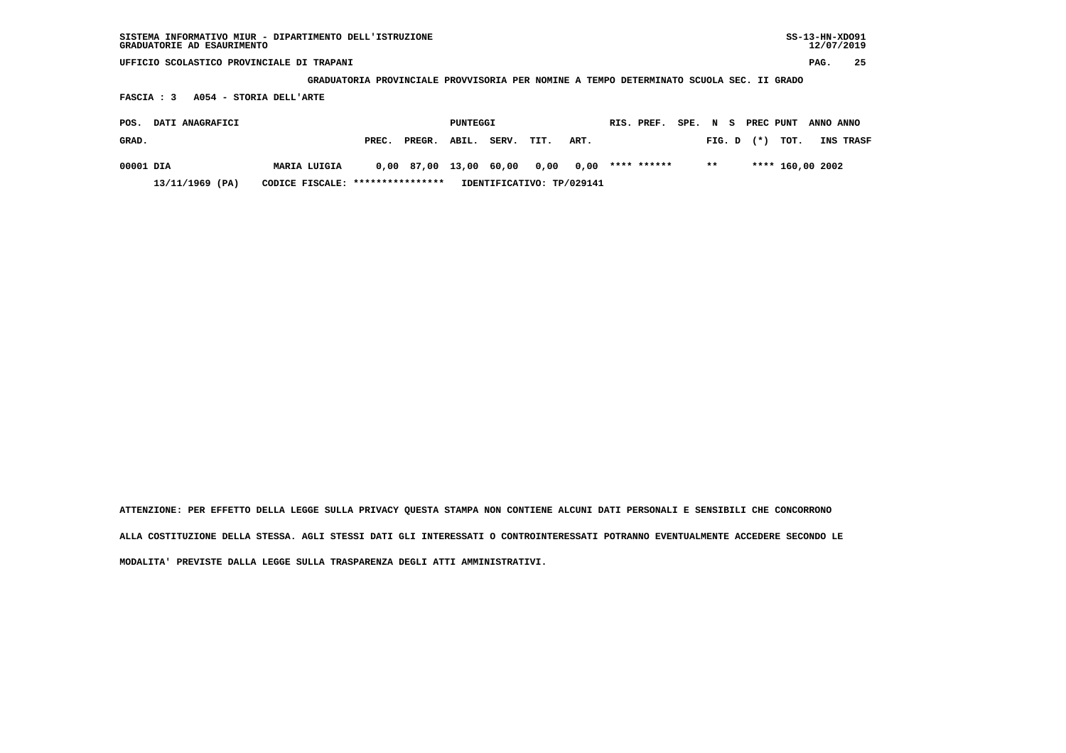SISTEMA INFORMATIVO MIUR - DIPARTIMENTO DELL'ISTRUZIONE
GRADUATORIE AD ESAURIMENTO

UFFICIO SCOLASTICO PROVINCIALE DI TRAPANI

**GRADUATORIA PROVINCIALE PROVVISORIA PER NOMINE A TEMPO DETERMINATO SCUOLA SEC. II GRADO**

**FASCIA : 3 A054 - STORIA DELL'ARTE**

| POS. GRAD. | DATI ANAGRAFICI | | PREC. | PREGR. | ABIL. | SERV. | TIT. | ART. | RIS. | PREF. | SPE. | N FIG. | S D | PREC (*) | PUNT TOT. | ANNO INS | ANNO TRASF |
|---|---|---|---|---|---|---|---|---|---|---|---|---|---|---|---|---|---|
| 00001 | DIA | MARIA LUIGIA | 0,00 | 87,00 | 13,00 | 60,00 | 0,00 | 0,00 | **** | ****** | | ** | | **** | 160,00 | 2002 | |
| | 13/11/1969 (PA) | CODICE FISCALE: **************** | IDENTIFICATIVO: TP/029141 | | | | | | | | | | | | | | |

ATTENZIONE: PER EFFETTO DELLA LEGGE SULLA PRIVACY QUESTA STAMPA NON CONTIENE ALCUNI DATI PERSONALI E SENSIBILI CHE CONCORRONO ALLA COSTITUZIONE DELLA STESSA. AGLI STESSI DATI GLI INTERESSATI O CONTROINTERESSATI POTRANNO EVENTUALMENTE ACCEDERE SECONDO LE MODALITA' PREVISTE DALLA LEGGE SULLA TRASPARENZA DEGLI ATTI AMMINISTRATIVI.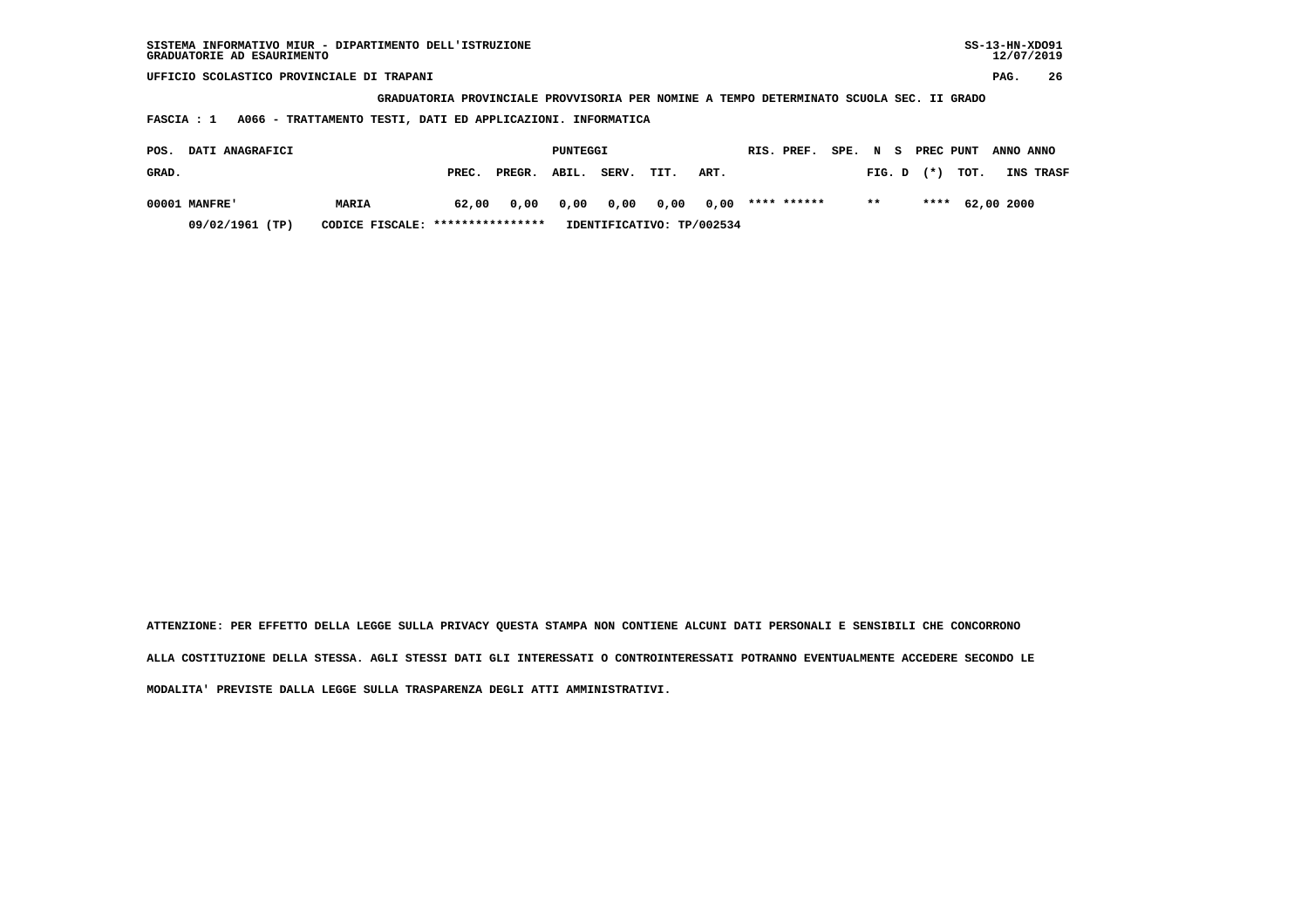**GRADUATORIA PROVINCIALE PROVVISORIA PER NOMINE A TEMPO DETERMINATO SCUOLA SEC. II GRADO**

**FASCIA : 1 A066 - TRATTAMENTO TESTI, DATI ED APPLICAZIONI. INFORMATICA**

| POS. GRAD. | DATI ANAGRAFICI | | PUNTEGGI PREC. | PREGR. | ABIL. | SERV. | TIT. | ART. | RIS. PREF. | SPE. N S FIG. D | PREC PUNT (*) | TOT. | ANNO INS | ANNO TRASF |
|---|---|---|---|---|---|---|---|---|---|---|---|---|---|---|
| 00001 | MANFRE' | MARIA | 62,00 | 0,00 | 0,00 | 0,00 | 0,00 | 0,00 | **** ****** | ** | **** | 62,00 | 2000 | |
| | 09/02/1961 (TP) | CODICE FISCALE: **************** | IDENTIFICATIVO: TP/002534 | | | | | | | | | | | |

ATTENZIONE: PER EFFETTO DELLA LEGGE SULLA PRIVACY QUESTA STAMPA NON CONTIENE ALCUNI DATI PERSONALI E SENSIBILI CHE CONCORRONO ALLA COSTITUZIONE DELLA STESSA. AGLI STESSI DATI GLI INTERESSATI O CONTROINTERESSATI POTRANNO EVENTUALMENTE ACCEDERE SECONDO LE MODALITA' PREVISTE DALLA LEGGE SULLA TRASPARENZA DEGLI ATTI AMMINISTRATIVI.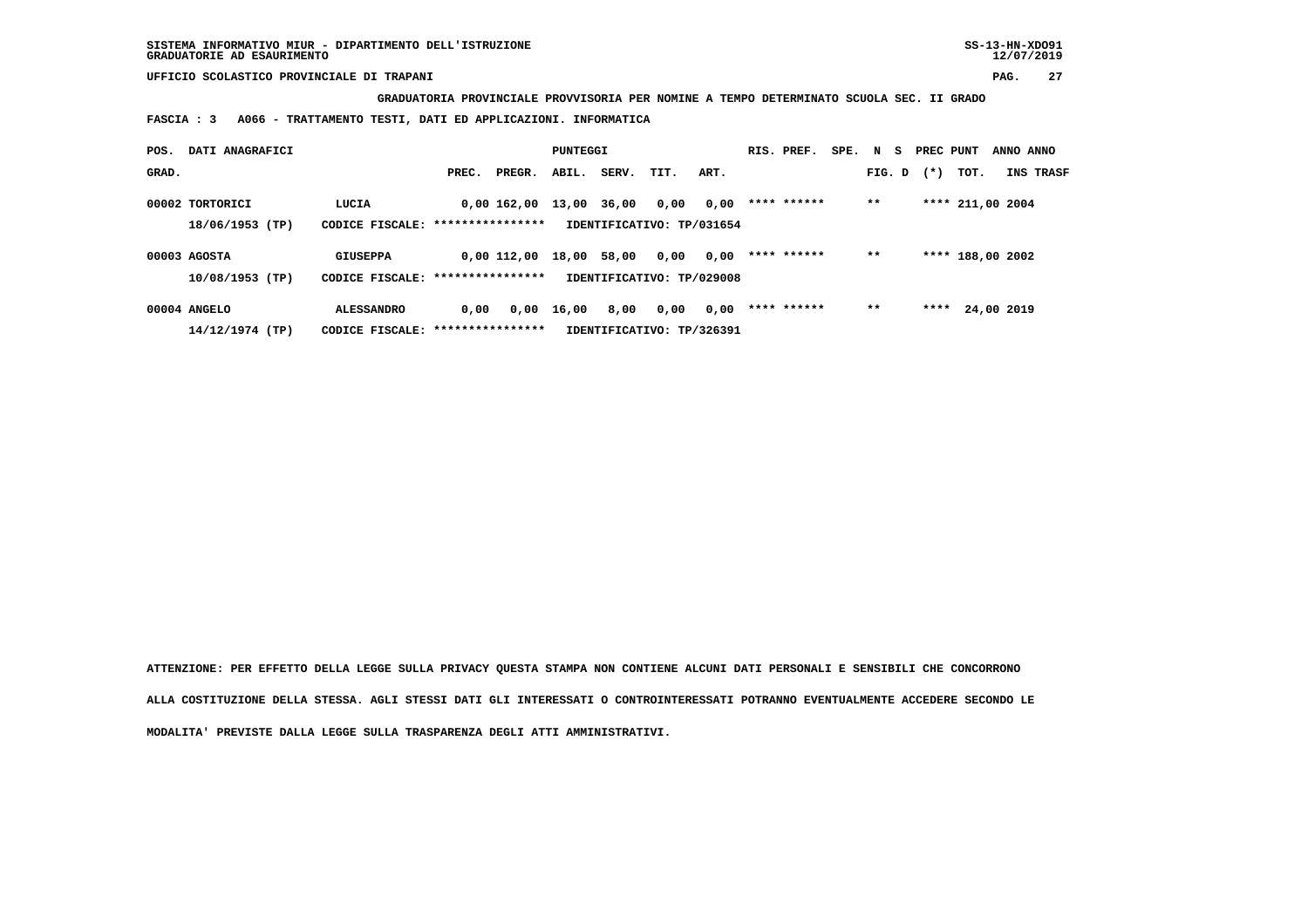SISTEMA INFORMATIVO MIUR - DIPARTIMENTO DELL'ISTRUZIONE
GRADUATORIE AD ESAURIMENTO

UFFICIO SCOLASTICO PROVINCIALE DI TRAPANI

**GRADUATORIA PROVINCIALE PROVVISORIA PER NOMINE A TEMPO DETERMINATO SCUOLA SEC. II GRADO**

**FASCIA : 3   A066 - TRATTAMENTO TESTI, DATI ED APPLICAZIONI. INFORMATICA**

| POS. GRAD. | DATI ANAGRAFICI | | PREC. | PREGR. | ABIL. | SERV. | TIT. | ART. | RIS. | PREF. | SPE. | N FIG. | S D | PREC (*) | PUNT TOT. | ANNO INS | ANNO TRASF |
|---|---|---|---|---|---|---|---|---|---|---|---|---|---|---|---|---|---|
| 00002 | TORTORICI | LUCIA | 0,00 | 162,00 | 13,00 | 36,00 | 0,00 | 0,00 | **** | ****** | | ** | | **** | 211,00 | 2004 | |
| | 18/06/1953 (TP) | CODICE FISCALE: **************** | IDENTIFICATIVO: TP/031654 | | | | | | | | | | | | | | |
| 00003 | AGOSTA | GIUSEPPA | 0,00 | 112,00 | 18,00 | 58,00 | 0,00 | 0,00 | **** | ****** | | ** | | **** | 188,00 | 2002 | |
| | 10/08/1953 (TP) | CODICE FISCALE: **************** | IDENTIFICATIVO: TP/029008 | | | | | | | | | | | | | | |
| 00004 | ANGELO | ALESSANDRO | 0,00 | 0,00 | 16,00 | 8,00 | 0,00 | 0,00 | **** | ****** | | ** | | **** | 24,00 | 2019 | |
| | 14/12/1974 (TP) | CODICE FISCALE: **************** | IDENTIFICATIVO: TP/326391 | | | | | | | | | | | | | | |

**ATTENZIONE: PER EFFETTO DELLA LEGGE SULLA PRIVACY QUESTA STAMPA NON CONTIENE ALCUNI DATI PERSONALI E SENSIBILI CHE CONCORRONO ALLA COSTITUZIONE DELLA STESSA. AGLI STESSI DATI GLI INTERESSATI O CONTROINTERESSATI POTRANNO EVENTUALMENTE ACCEDERE SECONDO LE MODALITA' PREVISTE DALLA LEGGE SULLA TRASPARENZA DEGLI ATTI AMMINISTRATIVI.**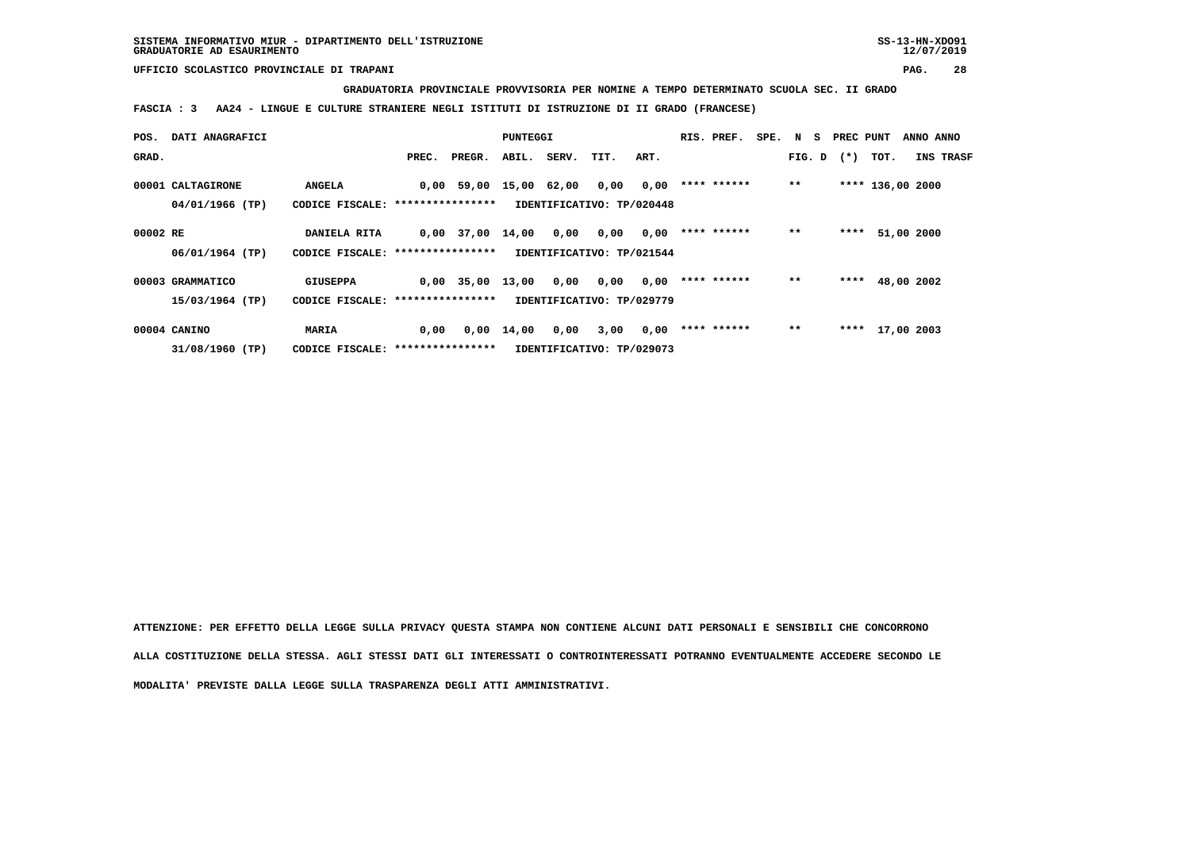SISTEMA INFORMATIVO MIUR - DIPARTIMENTO DELL'ISTRUZIONE
GRADUATORIE AD ESAURIMENTO

SS-13-HN-XDO91
12/07/2019

UFFICIO SCOLASTICO PROVINCIALE DI TRAPANI

**GRADUATORIA PROVINCIALE PROVVISORIA PER NOMINE A TEMPO DETERMINATO SCUOLA SEC. II GRADO**

**FASCIA : 3 AA24 - LINGUE E CULTURE STRANIERE NEGLI ISTITUTI DI ISTRUZIONE DI II GRADO (FRANCESE)**

| POS. GRAD. | DATI ANAGRAFICI | | PREC. | PREGR. | ABIL. | SERV. | TIT. | ART. | RIS. PREF. | SPE. FIG. D | N S | PREC PUNT (*) | TOT. | ANNO INS | ANNO TRASF |
|---|---|---|---|---|---|---|---|---|---|---|---|---|---|---|---|
| 00001 | CALTAGIRONE | ANGELA | 0,00 | 59,00 | 15,00 | 62,00 | 0,00 | 0,00 | **** ****** | | ** | **** | 136,00 | 2000 | |
| | 04/01/1966 (TP) | CODICE FISCALE: **************** | IDENTIFICATIVO: TP/020448 | | | | | | | | | | | | |
| 00002 | RE | DANIELA RITA | 0,00 | 37,00 | 14,00 | 0,00 | 0,00 | 0,00 | **** ****** | | ** | **** | 51,00 | 2000 | |
| | 06/01/1964 (TP) | CODICE FISCALE: **************** | IDENTIFICATIVO: TP/021544 | | | | | | | | | | | | |
| 00003 | GRAMMATICO | GIUSEPPA | 0,00 | 35,00 | 13,00 | 0,00 | 0,00 | 0,00 | **** ****** | | ** | **** | 48,00 | 2002 | |
| | 15/03/1964 (TP) | CODICE FISCALE: **************** | IDENTIFICATIVO: TP/029779 | | | | | | | | | | | | |
| 00004 | CANINO | MARIA | 0,00 | 0,00 | 14,00 | 0,00 | 3,00 | 0,00 | **** ****** | | ** | **** | 17,00 | 2003 | |
| | 31/08/1960 (TP) | CODICE FISCALE: **************** | IDENTIFICATIVO: TP/029073 | | | | | | | | | | | | |

ATTENZIONE: PER EFFETTO DELLA LEGGE SULLA PRIVACY QUESTA STAMPA NON CONTIENE ALCUNI DATI PERSONALI E SENSIBILI CHE CONCORRONO ALLA COSTITUZIONE DELLA STESSA. AGLI STESSI DATI GLI INTERESSATI O CONTROINTERESSATI POTRANNO EVENTUALMENTE ACCEDERE SECONDO LE MODALITA' PREVISTE DALLA LEGGE SULLA TRASPARENZA DEGLI ATTI AMMINISTRATIVI.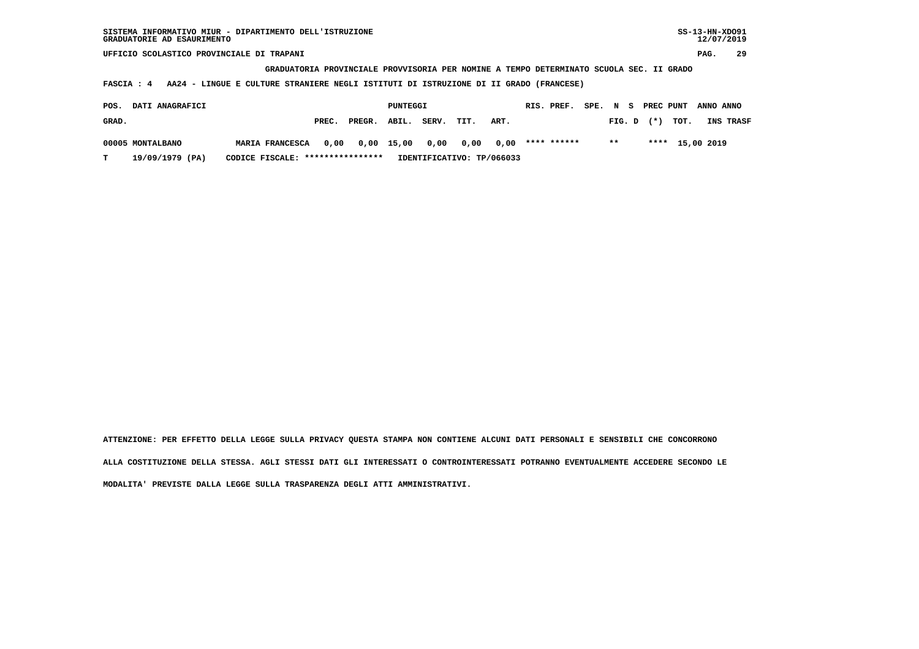GRADUATORIA PROVINCIALE PROVVISORIA PER NOMINE A TEMPO DETERMINATO SCUOLA SEC. II GRADO

FASCIA : 4 AA24 - LINGUE E CULTURE STRANIERE NEGLI ISTITUTI DI ISTRUZIONE DI II GRADO (FRANCESE)

| POS. GRAD. | DATI ANAGRAFICI | | PREC. | PREGR. | ABIL. | SERV. | TIT. | ART. | RIS. PREF. | SPE. N S FIG. D | PREC PUNT (*) | TOT. | ANNO INS | ANNO TRASF |
|---|---|---|---|---|---|---|---|---|---|---|---|---|---|---|
| 00005 | MONTALBANO | MARIA FRANCESCA | 0,00 | 0,00 | 15,00 | 0,00 | 0,00 | 0,00 | **** ****** | ** | **** | 15,00 | 2019 | |
| T | 19/09/1979 (PA) | CODICE FISCALE: **************** | IDENTIFICATIVO: TP/066033 | | | | | | | | | | | |

ATTENZIONE: PER EFFETTO DELLA LEGGE SULLA PRIVACY QUESTA STAMPA NON CONTIENE ALCUNI DATI PERSONALI E SENSIBILI CHE CONCORRONO ALLA COSTITUZIONE DELLA STESSA. AGLI STESSI DATI GLI INTERESSATI O CONTROINTERESSATI POTRANNO EVENTUALMENTE ACCEDERE SECONDO LE MODALITA' PREVISTE DALLA LEGGE SULLA TRASPARENZA DEGLI ATTI AMMINISTRATIVI.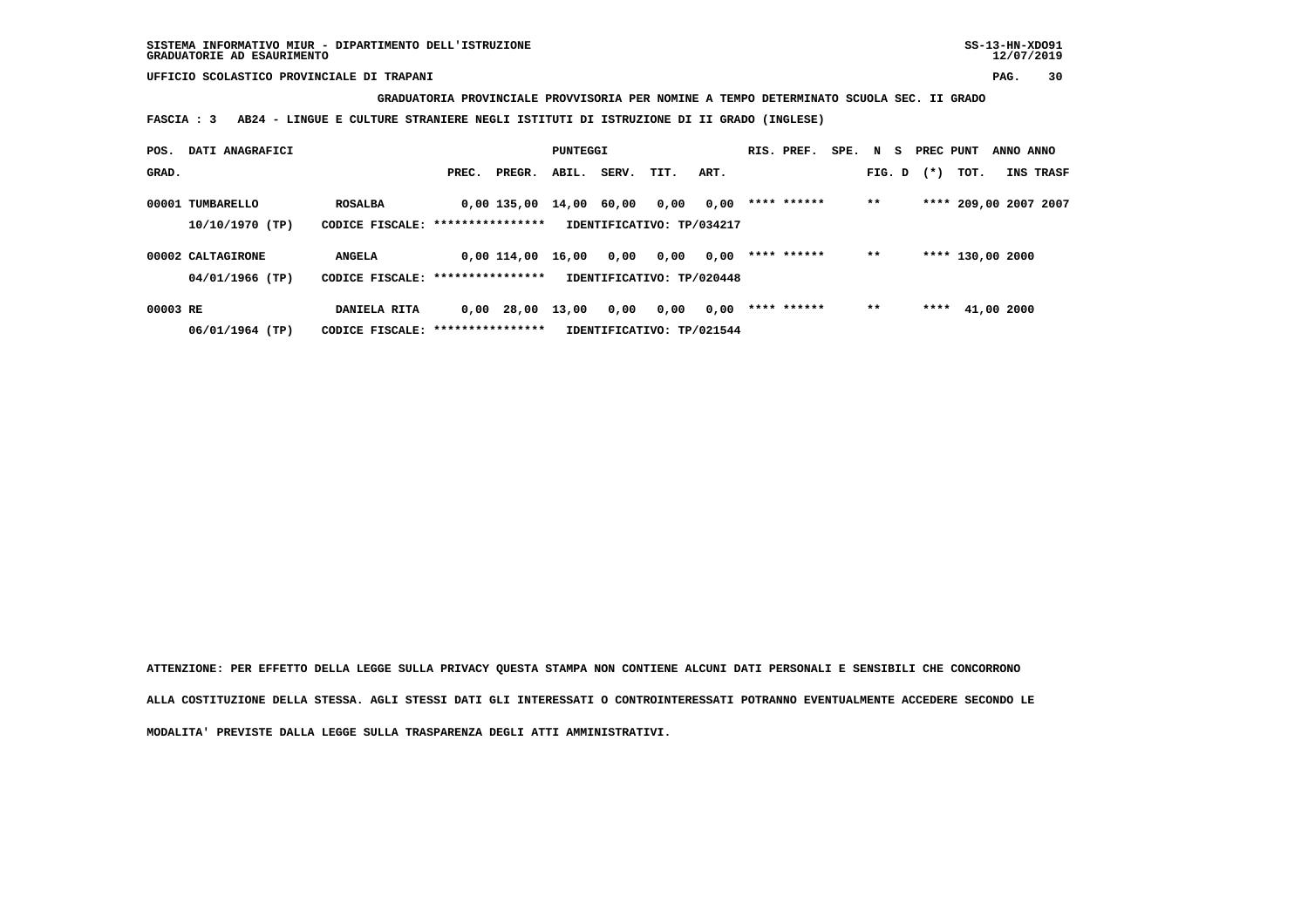SISTEMA INFORMATIVO MIUR - DIPARTIMENTO DELL'ISTRUZIONE
GRADUATORIE AD ESAURIMENTO

UFFICIO SCOLASTICO PROVINCIALE DI TRAPANI

**GRADUATORIA PROVINCIALE PROVVISORIA PER NOMINE A TEMPO DETERMINATO SCUOLA SEC. II GRADO**

**FASCIA : 3 AB24 - LINGUE E CULTURE STRANIERE NEGLI ISTITUTI DI ISTRUZIONE DI II GRADO (INGLESE)**

| POS. GRAD. | DATI ANAGRAFICI | | PUNTEGGI PREC. | PREGR. | ABIL. | SERV. | TIT. | ART. | RIS. PREF. | SPE. | N S FIG. D | PREC PUNT (*) | TOT. | ANNO INS | ANNO TRASF |
|---|---|---|---|---|---|---|---|---|---|---|---|---|---|---|---|
| 00001 | TUMBARELLO | ROSALBA | 0,00 | 135,00 | 14,00 | 60,00 | 0,00 | 0,00 | **** ****** | | ** | **** | 209,00 | 2007 | 2007 |
| | 10/10/1970 (TP) | CODICE FISCALE: **************** | IDENTIFICATIVO: TP/034217 | | | | | | | | | | | | |
| 00002 | CALTAGIRONE | ANGELA | 0,00 | 114,00 | 16,00 | 0,00 | 0,00 | 0,00 | **** ****** | | ** | **** | 130,00 | 2000 | |
| | 04/01/1966 (TP) | CODICE FISCALE: **************** | IDENTIFICATIVO: TP/020448 | | | | | | | | | | | | |
| 00003 | RE | DANIELA RITA | 0,00 | 28,00 | 13,00 | 0,00 | 0,00 | 0,00 | **** ****** | | ** | **** | 41,00 | 2000 | |
| | 06/01/1964 (TP) | CODICE FISCALE: **************** | IDENTIFICATIVO: TP/021544 | | | | | | | | | | | | |

ATTENZIONE: PER EFFETTO DELLA LEGGE SULLA PRIVACY QUESTA STAMPA NON CONTIENE ALCUNI DATI PERSONALI E SENSIBILI CHE CONCORRONO ALLA COSTITUZIONE DELLA STESSA. AGLI STESSI DATI GLI INTERESSATI O CONTROINTERESSATI POTRANNO EVENTUALMENTE ACCEDERE SECONDO LE MODALITA' PREVISTE DALLA LEGGE SULLA TRASPARENZA DEGLI ATTI AMMINISTRATIVI.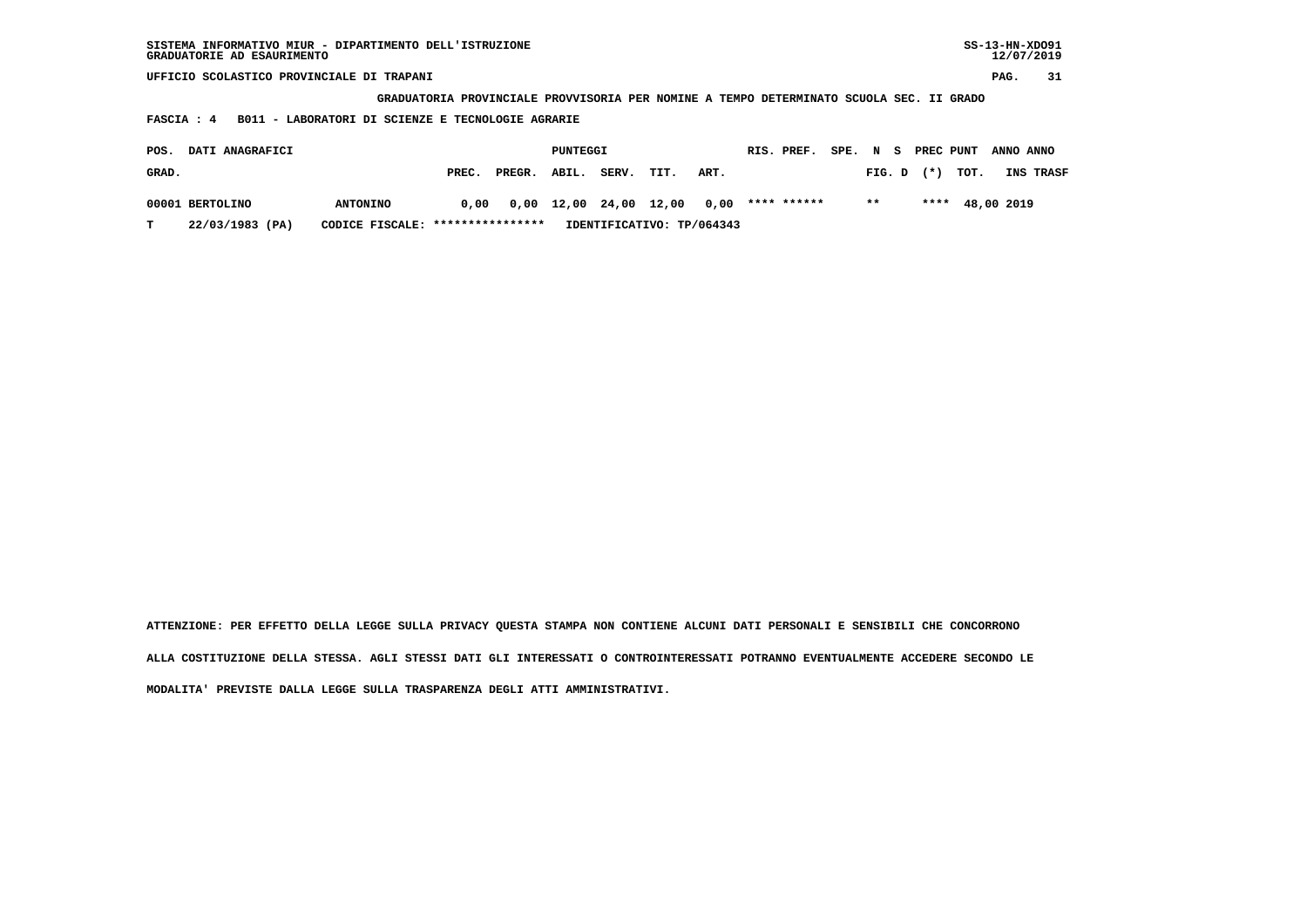GRADUATORIA PROVINCIALE PROVVISORIA PER NOMINE A TEMPO DETERMINATO SCUOLA SEC. II GRADO

FASCIA : 4 B011 - LABORATORI DI SCIENZE E TECNOLOGIE AGRARIE

| POS. | DATI ANAGRAFICI | | PUNTEGGI | | | | | | RIS. PREF. | SPE. | N S | PREC | PUNT | ANNO | ANNO |
|---|---|---|---|---|---|---|---|---|---|---|---|---|---|---|---|
| GRAD. | | | PREC. | PREGR. | ABIL. | SERV. | TIT. | ART. | | | FIG. D | (*) | TOT. | INS | TRASF |
| 00001 BERTOLINO | | ANTONINO | 0,00 | 0,00 | 12,00 | 24,00 | 12,00 | 0,00 | **** ****** | | ** | **** | 48,00 | 2019 | |
| T | 22/03/1983 (PA) | CODICE FISCALE: **************** | IDENTIFICATIVO: TP/064343 | | | | | | | | | | | | |

ATTENZIONE: PER EFFETTO DELLA LEGGE SULLA PRIVACY QUESTA STAMPA NON CONTIENE ALCUNI DATI PERSONALI E SENSIBILI CHE CONCORRONO ALLA COSTITUZIONE DELLA STESSA. AGLI STESSI DATI GLI INTERESSATI O CONTROINTERESSATI POTRANNO EVENTUALMENTE ACCEDERE SECONDO LE MODALITA' PREVISTE DALLA LEGGE SULLA TRASPARENZA DEGLI ATTI AMMINISTRATIVI.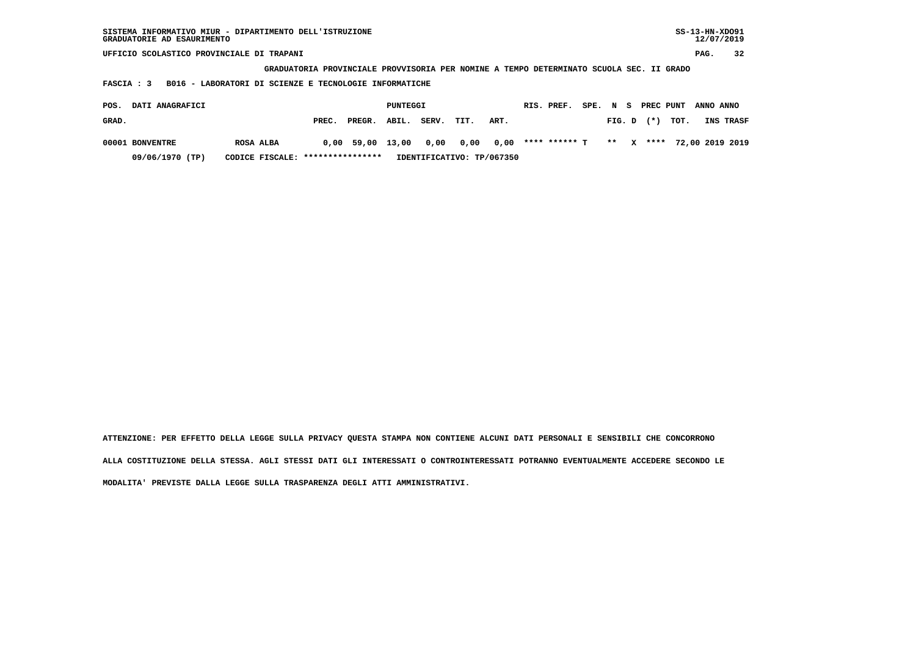SISTEMA INFORMATIVO MIUR - DIPARTIMENTO DELL'ISTRUZIONE
GRADUATORIE AD ESAURIMENTO

UFFICIO SCOLASTICO PROVINCIALE DI TRAPANI

**GRADUATORIA PROVINCIALE PROVVISORIA PER NOMINE A TEMPO DETERMINATO SCUOLA SEC. II GRADO**

**FASCIA : 3 B016 - LABORATORI DI SCIENZE E TECNOLOGIE INFORMATICHE**

| POS. GRAD. | DATI ANAGRAFICI | | PREC. | PREGR. | ABIL. | SERV. | TIT. | ART. | RIS. | PREF. | SPE. | N FIG. | S D | PREC (*) | PUNT TOT. | ANNO INS | ANNO TRASF |
|---|---|---|---|---|---|---|---|---|---|---|---|---|---|---|---|---|---|
| 00001 | BONVENTRE | ROSA ALBA | 0,00 | 59,00 | 13,00 | 0,00 | 0,00 | 0,00 | **** | ****** | T | ** | X | **** | 72,00 | 2019 | 2019 |
| | 09/06/1970 (TP) | CODICE FISCALE: **************** | IDENTIFICATIVO: TP/067350 | | | | | | | | | | | | | | |

ATTENZIONE: PER EFFETTO DELLA LEGGE SULLA PRIVACY QUESTA STAMPA NON CONTIENE ALCUNI DATI PERSONALI E SENSIBILI CHE CONCORRONO ALLA COSTITUZIONE DELLA STESSA. AGLI STESSI DATI GLI INTERESSATI O CONTROINTERESSATI POTRANNO EVENTUALMENTE ACCEDERE SECONDO LE MODALITA' PREVISTE DALLA LEGGE SULLA TRASPARENZA DEGLI ATTI AMMINISTRATIVI.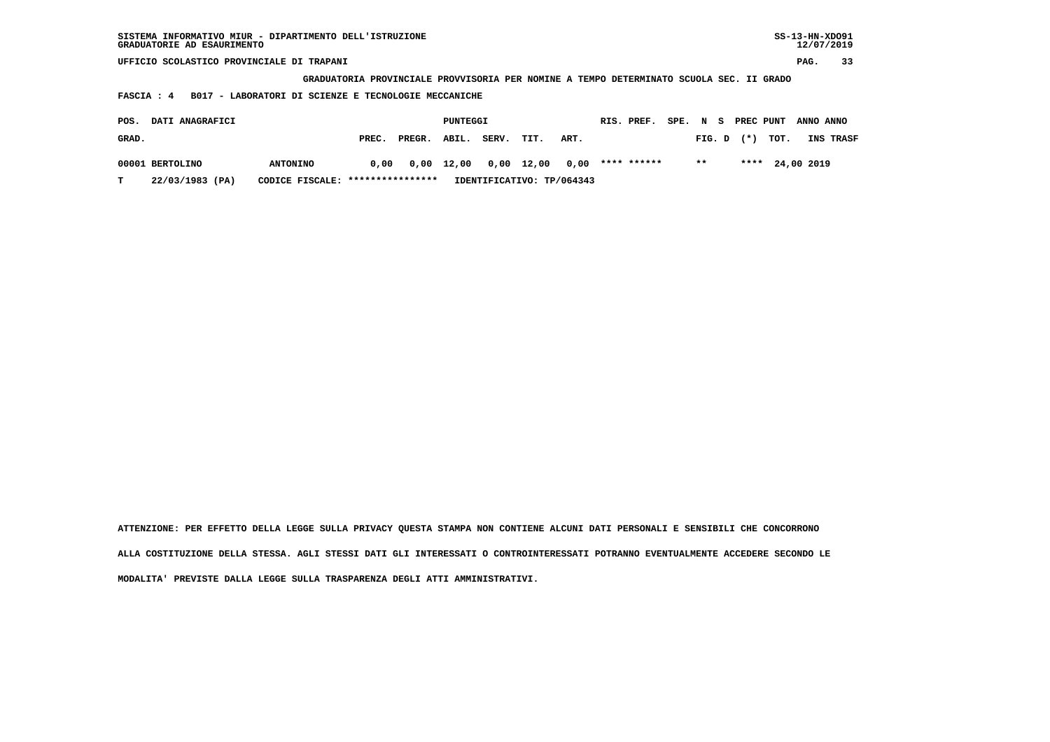SISTEMA INFORMATIVO MIUR - DIPARTIMENTO DELL'ISTRUZIONE
GRADUATORIE AD ESAURIMENTO

SS-13-HN-XDO91
12/07/2019

UFFICIO SCOLASTICO PROVINCIALE DI TRAPANI

**GRADUATORIA PROVINCIALE PROVVISORIA PER NOMINE A TEMPO DETERMINATO SCUOLA SEC. II GRADO**

**FASCIA : 4 B017 - LABORATORI DI SCIENZE E TECNOLOGIE MECCANICHE**

| POS. | DATI ANAGRAFICI | | PUNTEGGI | | | | | | RIS. PREF. | SPE. N S | PREC PUNT | ANNO ANNO |
|---|---|---|---|---|---|---|---|---|---|---|---|---|
| GRAD. | | | PREC. | PREGR. | ABIL. | SERV. | TIT. | ART. | | FIG. D | (*) TOT. | INS TRASF |
| 00001 | BERTOLINO | ANTONINO | 0,00 | 0,00 | 12,00 | 0,00 | 12,00 | 0,00 | **** ****** | ** | **** 24,00 | 2019 |
| T | 22/03/1983 (PA) | CODICE FISCALE: **************** | IDENTIFICATIVO: TP/064343 | | | | | | | | | |

ATTENZIONE: PER EFFETTO DELLA LEGGE SULLA PRIVACY QUESTA STAMPA NON CONTIENE ALCUNI DATI PERSONALI E SENSIBILI CHE CONCORRONO ALLA COSTITUZIONE DELLA STESSA. AGLI STESSI DATI GLI INTERESSATI O CONTROINTERESSATI POTRANNO EVENTUALMENTE ACCEDERE SECONDO LE MODALITA' PREVISTE DALLA LEGGE SULLA TRASPARENZA DEGLI ATTI AMMINISTRATIVI.